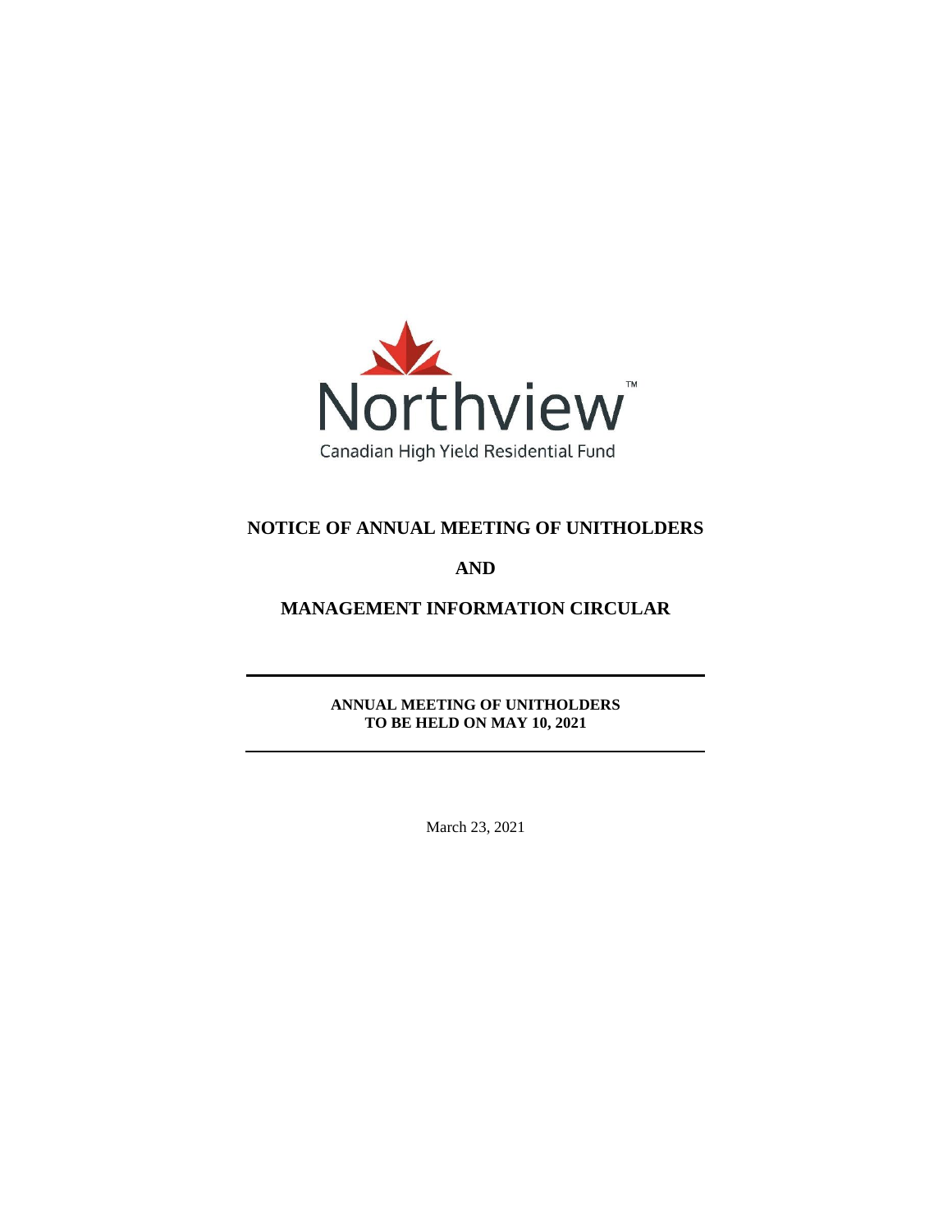Northview™

Canadian High Yield Residential Fund

# NOTICE OF ANNUAL MEETING OF UNITHOLDERS

# AND

# MANAGEMENT INFORMATION CIRCULAR

**ANNUAL MEETING OF UNITHOLDERS**
**TO BE HELD ON MAY 10, 2021**

March 23, 2021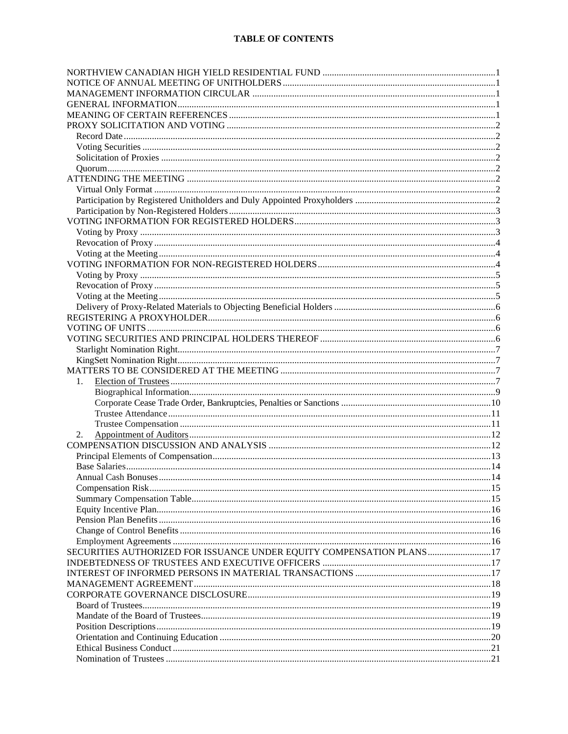# TABLE OF CONTENTS

| | |
|---|---|
| NORTHVIEW CANADIAN HIGH YIELD RESIDENTIAL FUND | 1 |
| NOTICE OF ANNUAL MEETING OF UNITHOLDERS | 1 |
| MANAGEMENT INFORMATION CIRCULAR | 1 |
| GENERAL INFORMATION | 1 |
| MEANING OF CERTAIN REFERENCES | 1 |
| PROXY SOLICITATION AND VOTING | 2 |
| Record Date | 2 |
| Voting Securities | 2 |
| Solicitation of Proxies | 2 |
| Quorum | 2 |
| ATTENDING THE MEETING | 2 |
| Virtual Only Format | 2 |
| Participation by Registered Unitholders and Duly Appointed Proxyholders | 2 |
| Participation by Non-Registered Holders | 3 |
| VOTING INFORMATION FOR REGISTERED HOLDERS | 3 |
| Voting by Proxy | 3 |
| Revocation of Proxy | 4 |
| Voting at the Meeting | 4 |
| VOTING INFORMATION FOR NON-REGISTERED HOLDERS | 4 |
| Voting by Proxy | 5 |
| Revocation of Proxy | 5 |
| Voting at the Meeting | 5 |
| Delivery of Proxy-Related Materials to Objecting Beneficial Holders | 6 |
| REGISTERING A PROXYHOLDER | 6 |
| VOTING OF UNITS | 6 |
| VOTING SECURITIES AND PRINCIPAL HOLDERS THEREOF | 6 |
| Starlight Nomination Right | 7 |
| KingSett Nomination Right | 7 |
| MATTERS TO BE CONSIDERED AT THE MEETING | 7 |
| 1. Election of Trustees | 7 |
| Biographical Information | 9 |
| Corporate Cease Trade Order, Bankruptcies, Penalties or Sanctions | 10 |
| Trustee Attendance | 11 |
| Trustee Compensation | 11 |
| 2. Appointment of Auditors | 12 |
| COMPENSATION DISCUSSION AND ANALYSIS | 12 |
| Principal Elements of Compensation | 13 |
| Base Salaries | 14 |
| Annual Cash Bonuses | 14 |
| Compensation Risk | 15 |
| Summary Compensation Table | 15 |
| Equity Incentive Plan | 16 |
| Pension Plan Benefits | 16 |
| Change of Control Benefits | 16 |
| Employment Agreements | 16 |
| SECURITIES AUTHORIZED FOR ISSUANCE UNDER EQUITY COMPENSATION PLANS | 17 |
| INDEBTEDNESS OF TRUSTEES AND EXECUTIVE OFFICERS | 17 |
| INTEREST OF INFORMED PERSONS IN MATERIAL TRANSACTIONS | 17 |
| MANAGEMENT AGREEMENT | 18 |
| CORPORATE GOVERNANCE DISCLOSURE | 19 |
| Board of Trustees | 19 |
| Mandate of the Board of Trustees | 19 |
| Position Descriptions | 19 |
| Orientation and Continuing Education | 20 |
| Ethical Business Conduct | 21 |
| Nomination of Trustees | 21 |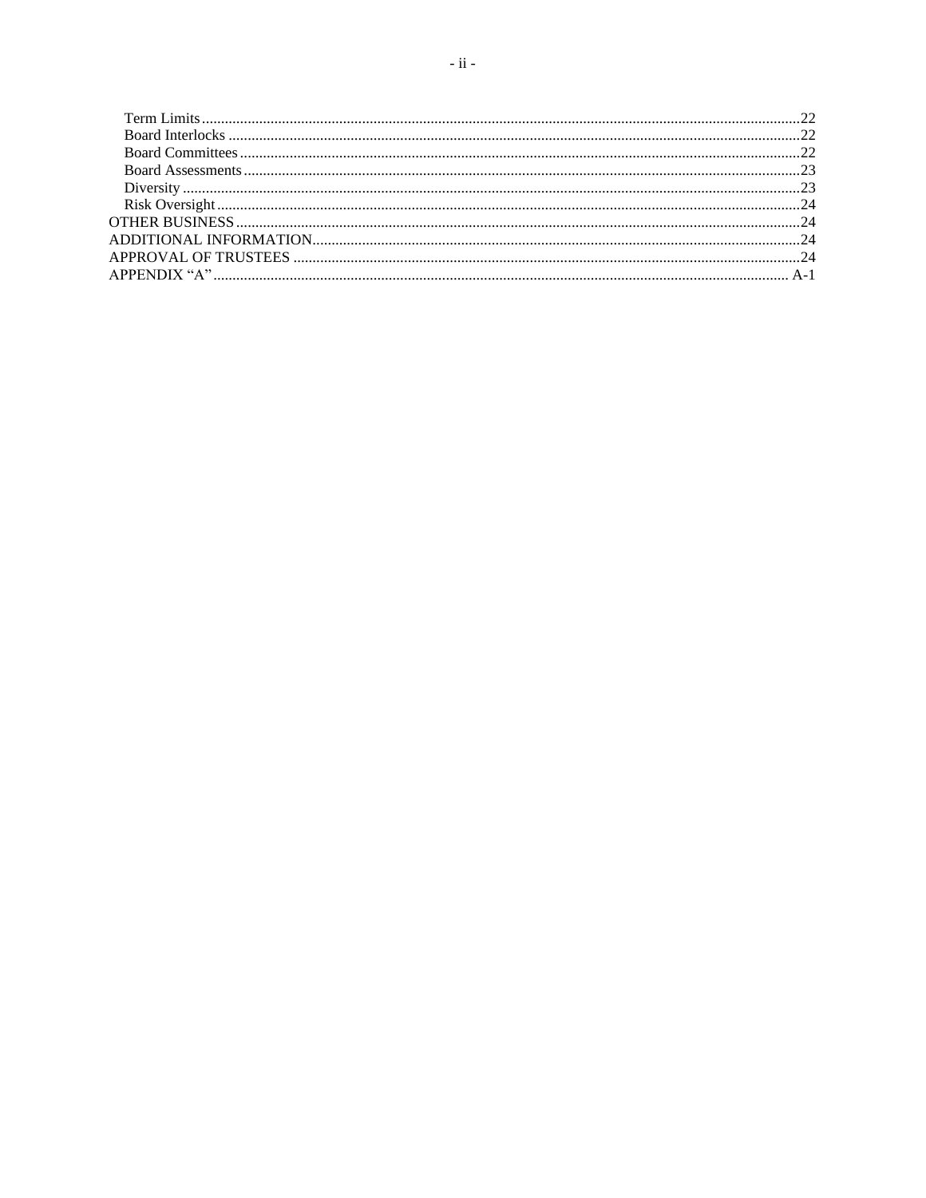- Term Limits ....................................................................................................................................................22
- Board Interlocks ............................................................................................................................................22
- Board Committees .........................................................................................................................................22
- Board Assessments ........................................................................................................................................23
- Diversity .........................................................................................................................................................23
- Risk Oversight ................................................................................................................................................24

OTHER BUSINESS ...........................................................................................................................................24

ADDITIONAL INFORMATION .......................................................................................................................24

APPROVAL OF TRUSTEES ............................................................................................................................24

APPENDIX “A” ................................................................................................................................................ A-1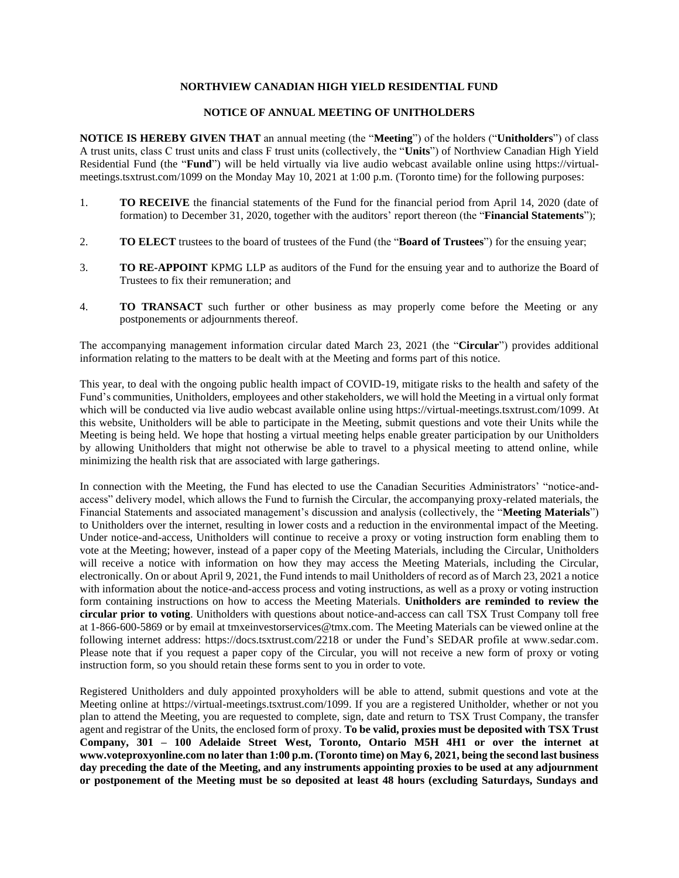**NORTHVIEW CANADIAN HIGH YIELD RESIDENTIAL FUND**

**NOTICE OF ANNUAL MEETING OF UNITHOLDERS**

**NOTICE IS HEREBY GIVEN THAT** an annual meeting (the "**Meeting**") of the holders ("**Unitholders**") of class A trust units, class C trust units and class F trust units (collectively, the "**Units**") of Northview Canadian High Yield Residential Fund (the "**Fund**") will be held virtually via live audio webcast available online using https://virtual-meetings.tsxtrust.com/1099 on the Monday May 10, 2021 at 1:00 p.m. (Toronto time) for the following purposes:

1. **TO RECEIVE** the financial statements of the Fund for the financial period from April 14, 2020 (date of formation) to December 31, 2020, together with the auditors' report thereon (the "**Financial Statements**");

2. **TO ELECT** trustees to the board of trustees of the Fund (the "**Board of Trustees**") for the ensuing year;

3. **TO RE-APPOINT** KPMG LLP as auditors of the Fund for the ensuing year and to authorize the Board of Trustees to fix their remuneration; and

4. **TO TRANSACT** such further or other business as may properly come before the Meeting or any postponements or adjournments thereof.

The accompanying management information circular dated March 23, 2021 (the "**Circular**") provides additional information relating to the matters to be dealt with at the Meeting and forms part of this notice.

This year, to deal with the ongoing public health impact of COVID-19, mitigate risks to the health and safety of the Fund's communities, Unitholders, employees and other stakeholders, we will hold the Meeting in a virtual only format which will be conducted via live audio webcast available online using https://virtual-meetings.tsxtrust.com/1099. At this website, Unitholders will be able to participate in the Meeting, submit questions and vote their Units while the Meeting is being held. We hope that hosting a virtual meeting helps enable greater participation by our Unitholders by allowing Unitholders that might not otherwise be able to travel to a physical meeting to attend online, while minimizing the health risk that are associated with large gatherings.

In connection with the Meeting, the Fund has elected to use the Canadian Securities Administrators' "notice-and-access" delivery model, which allows the Fund to furnish the Circular, the accompanying proxy-related materials, the Financial Statements and associated management's discussion and analysis (collectively, the "**Meeting Materials**") to Unitholders over the internet, resulting in lower costs and a reduction in the environmental impact of the Meeting. Under notice-and-access, Unitholders will continue to receive a proxy or voting instruction form enabling them to vote at the Meeting; however, instead of a paper copy of the Meeting Materials, including the Circular, Unitholders will receive a notice with information on how they may access the Meeting Materials, including the Circular, electronically. On or about April 9, 2021, the Fund intends to mail Unitholders of record as of March 23, 2021 a notice with information about the notice-and-access process and voting instructions, as well as a proxy or voting instruction form containing instructions on how to access the Meeting Materials. **Unitholders are reminded to review the circular prior to voting**. Unitholders with questions about notice-and-access can call TSX Trust Company toll free at 1-866-600-5869 or by email at tmxeinvestorservices@tmx.com. The Meeting Materials can be viewed online at the following internet address: https://docs.tsxtrust.com/2218 or under the Fund's SEDAR profile at www.sedar.com. Please note that if you request a paper copy of the Circular, you will not receive a new form of proxy or voting instruction form, so you should retain these forms sent to you in order to vote.

Registered Unitholders and duly appointed proxyholders will be able to attend, submit questions and vote at the Meeting online at https://virtual-meetings.tsxtrust.com/1099. If you are a registered Unitholder, whether or not you plan to attend the Meeting, you are requested to complete, sign, date and return to TSX Trust Company, the transfer agent and registrar of the Units, the enclosed form of proxy. **To be valid, proxies must be deposited with TSX Trust Company, 301 – 100 Adelaide Street West, Toronto, Ontario M5H 4H1 or over the internet at www.voteproxyonline.com no later than 1:00 p.m. (Toronto time) on May 6, 2021, being the second last business day preceding the date of the Meeting, and any instruments appointing proxies to be used at any adjournment or postponement of the Meeting must be so deposited at least 48 hours (excluding Saturdays, Sundays and**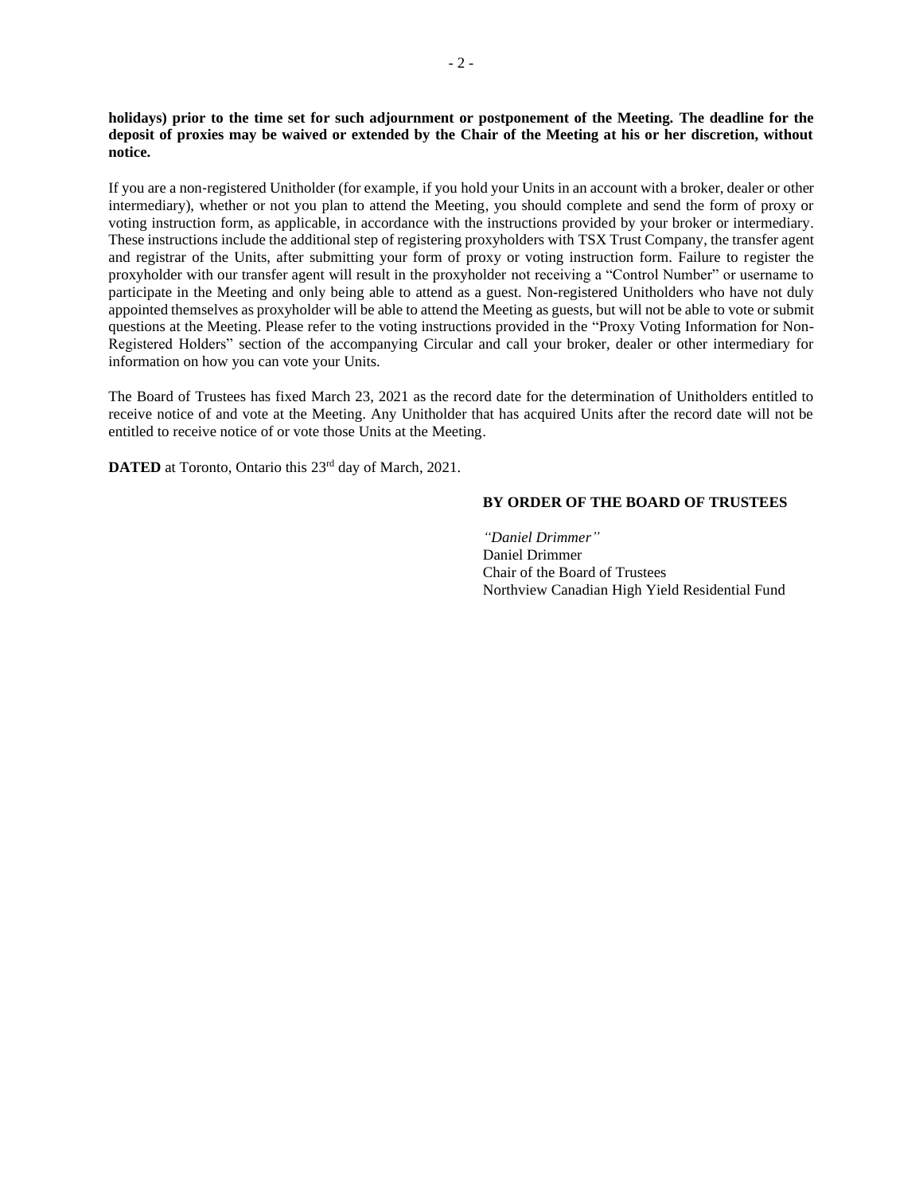**holidays) prior to the time set for such adjournment or postponement of the Meeting. The deadline for the deposit of proxies may be waived or extended by the Chair of the Meeting at his or her discretion, without notice.**

If you are a non-registered Unitholder (for example, if you hold your Units in an account with a broker, dealer or other intermediary), whether or not you plan to attend the Meeting, you should complete and send the form of proxy or voting instruction form, as applicable, in accordance with the instructions provided by your broker or intermediary. These instructions include the additional step of registering proxyholders with TSX Trust Company, the transfer agent and registrar of the Units, after submitting your form of proxy or voting instruction form. Failure to register the proxyholder with our transfer agent will result in the proxyholder not receiving a "Control Number" or username to participate in the Meeting and only being able to attend as a guest. Non-registered Unitholders who have not duly appointed themselves as proxyholder will be able to attend the Meeting as guests, but will not be able to vote or submit questions at the Meeting. Please refer to the voting instructions provided in the "Proxy Voting Information for Non-Registered Holders" section of the accompanying Circular and call your broker, dealer or other intermediary for information on how you can vote your Units.

The Board of Trustees has fixed March 23, 2021 as the record date for the determination of Unitholders entitled to receive notice of and vote at the Meeting. Any Unitholder that has acquired Units after the record date will not be entitled to receive notice of or vote those Units at the Meeting.

**DATED** at Toronto, Ontario this 23rd day of March, 2021.

**BY ORDER OF THE BOARD OF TRUSTEES**

*"Daniel Drimmer"*
Daniel Drimmer
Chair of the Board of Trustees
Northview Canadian High Yield Residential Fund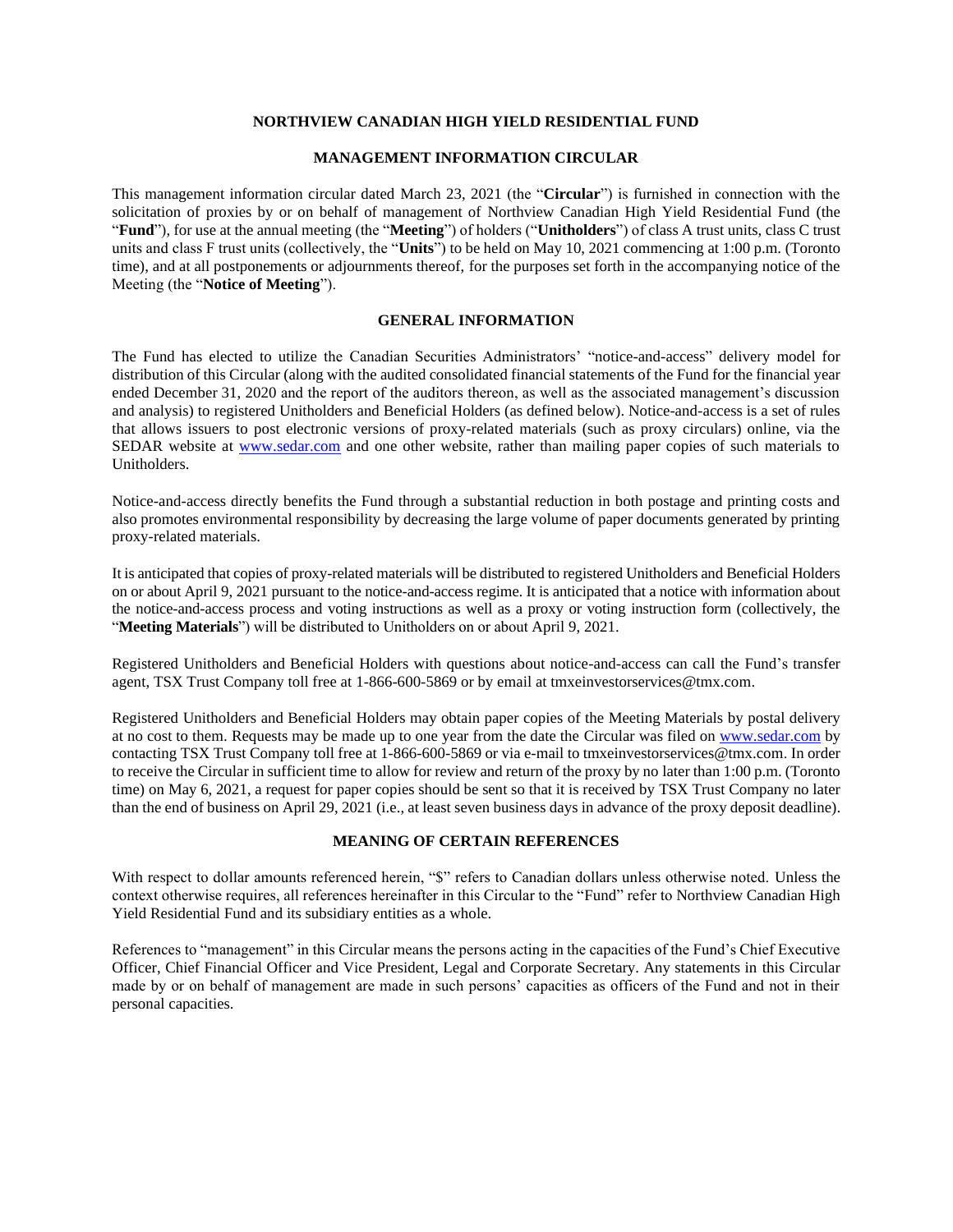# NORTHVIEW CANADIAN HIGH YIELD RESIDENTIAL FUND

## MANAGEMENT INFORMATION CIRCULAR

This management information circular dated March 23, 2021 (the "**Circular**") is furnished in connection with the solicitation of proxies by or on behalf of management of Northview Canadian High Yield Residential Fund (the "**Fund**"), for use at the annual meeting (the "**Meeting**") of holders ("**Unitholders**") of class A trust units, class C trust units and class F trust units (collectively, the "**Units**") to be held on May 10, 2021 commencing at 1:00 p.m. (Toronto time), and at all postponements or adjournments thereof, for the purposes set forth in the accompanying notice of the Meeting (the "**Notice of Meeting**").

## GENERAL INFORMATION

The Fund has elected to utilize the Canadian Securities Administrators' "notice-and-access" delivery model for distribution of this Circular (along with the audited consolidated financial statements of the Fund for the financial year ended December 31, 2020 and the report of the auditors thereon, as well as the associated management's discussion and analysis) to registered Unitholders and Beneficial Holders (as defined below). Notice-and-access is a set of rules that allows issuers to post electronic versions of proxy-related materials (such as proxy circulars) online, via the SEDAR website at www.sedar.com and one other website, rather than mailing paper copies of such materials to Unitholders.

Notice-and-access directly benefits the Fund through a substantial reduction in both postage and printing costs and also promotes environmental responsibility by decreasing the large volume of paper documents generated by printing proxy-related materials.

It is anticipated that copies of proxy-related materials will be distributed to registered Unitholders and Beneficial Holders on or about April 9, 2021 pursuant to the notice-and-access regime. It is anticipated that a notice with information about the notice-and-access process and voting instructions as well as a proxy or voting instruction form (collectively, the "**Meeting Materials**") will be distributed to Unitholders on or about April 9, 2021.

Registered Unitholders and Beneficial Holders with questions about notice-and-access can call the Fund's transfer agent, TSX Trust Company toll free at 1-866-600-5869 or by email at tmxeinvestorservices@tmx.com.

Registered Unitholders and Beneficial Holders may obtain paper copies of the Meeting Materials by postal delivery at no cost to them. Requests may be made up to one year from the date the Circular was filed on www.sedar.com by contacting TSX Trust Company toll free at 1-866-600-5869 or via e-mail to tmxeinvestorservices@tmx.com. In order to receive the Circular in sufficient time to allow for review and return of the proxy by no later than 1:00 p.m. (Toronto time) on May 6, 2021, a request for paper copies should be sent so that it is received by TSX Trust Company no later than the end of business on April 29, 2021 (i.e., at least seven business days in advance of the proxy deposit deadline).

## MEANING OF CERTAIN REFERENCES

With respect to dollar amounts referenced herein, "$" refers to Canadian dollars unless otherwise noted. Unless the context otherwise requires, all references hereinafter in this Circular to the "Fund" refer to Northview Canadian High Yield Residential Fund and its subsidiary entities as a whole.

References to "management" in this Circular means the persons acting in the capacities of the Fund's Chief Executive Officer, Chief Financial Officer and Vice President, Legal and Corporate Secretary. Any statements in this Circular made by or on behalf of management are made in such persons' capacities as officers of the Fund and not in their personal capacities.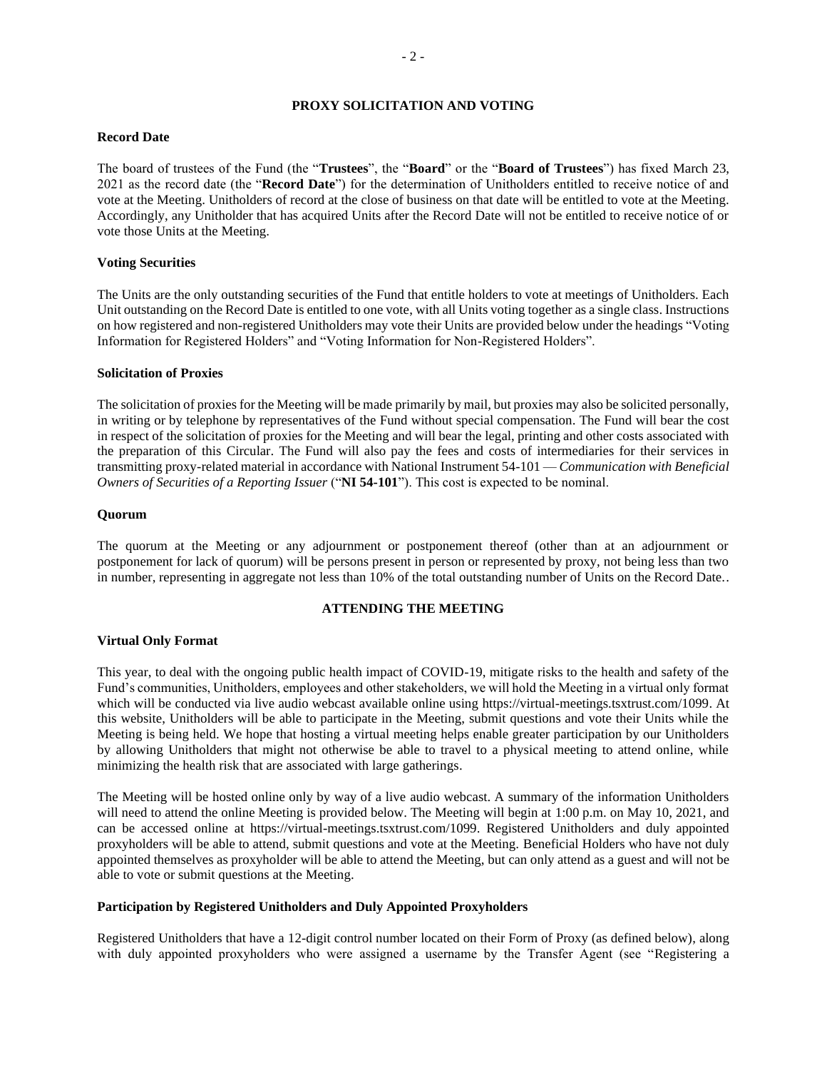## PROXY SOLICITATION AND VOTING

### Record Date

The board of trustees of the Fund (the "**Trustees**", the "**Board**" or the "**Board of Trustees**") has fixed March 23, 2021 as the record date (the "**Record Date**") for the determination of Unitholders entitled to receive notice of and vote at the Meeting. Unitholders of record at the close of business on that date will be entitled to vote at the Meeting. Accordingly, any Unitholder that has acquired Units after the Record Date will not be entitled to receive notice of or vote those Units at the Meeting.

### Voting Securities

The Units are the only outstanding securities of the Fund that entitle holders to vote at meetings of Unitholders. Each Unit outstanding on the Record Date is entitled to one vote, with all Units voting together as a single class. Instructions on how registered and non-registered Unitholders may vote their Units are provided below under the headings "Voting Information for Registered Holders" and "Voting Information for Non-Registered Holders".

### Solicitation of Proxies

The solicitation of proxies for the Meeting will be made primarily by mail, but proxies may also be solicited personally, in writing or by telephone by representatives of the Fund without special compensation. The Fund will bear the cost in respect of the solicitation of proxies for the Meeting and will bear the legal, printing and other costs associated with the preparation of this Circular. The Fund will also pay the fees and costs of intermediaries for their services in transmitting proxy-related material in accordance with National Instrument 54-101 — *Communication with Beneficial Owners of Securities of a Reporting Issuer* ("**NI 54-101**"). This cost is expected to be nominal.

### Quorum

The quorum at the Meeting or any adjournment or postponement thereof (other than at an adjournment or postponement for lack of quorum) will be persons present in person or represented by proxy, not being less than two in number, representing in aggregate not less than 10% of the total outstanding number of Units on the Record Date..

## ATTENDING THE MEETING

### Virtual Only Format

This year, to deal with the ongoing public health impact of COVID-19, mitigate risks to the health and safety of the Fund's communities, Unitholders, employees and other stakeholders, we will hold the Meeting in a virtual only format which will be conducted via live audio webcast available online using https://virtual-meetings.tsxtrust.com/1099. At this website, Unitholders will be able to participate in the Meeting, submit questions and vote their Units while the Meeting is being held. We hope that hosting a virtual meeting helps enable greater participation by our Unitholders by allowing Unitholders that might not otherwise be able to travel to a physical meeting to attend online, while minimizing the health risk that are associated with large gatherings.

The Meeting will be hosted online only by way of a live audio webcast. A summary of the information Unitholders will need to attend the online Meeting is provided below. The Meeting will begin at 1:00 p.m. on May 10, 2021, and can be accessed online at https://virtual-meetings.tsxtrust.com/1099. Registered Unitholders and duly appointed proxyholders will be able to attend, submit questions and vote at the Meeting. Beneficial Holders who have not duly appointed themselves as proxyholder will be able to attend the Meeting, but can only attend as a guest and will not be able to vote or submit questions at the Meeting.

### Participation by Registered Unitholders and Duly Appointed Proxyholders

Registered Unitholders that have a 12-digit control number located on their Form of Proxy (as defined below), along with duly appointed proxyholders who were assigned a username by the Transfer Agent (see "Registering a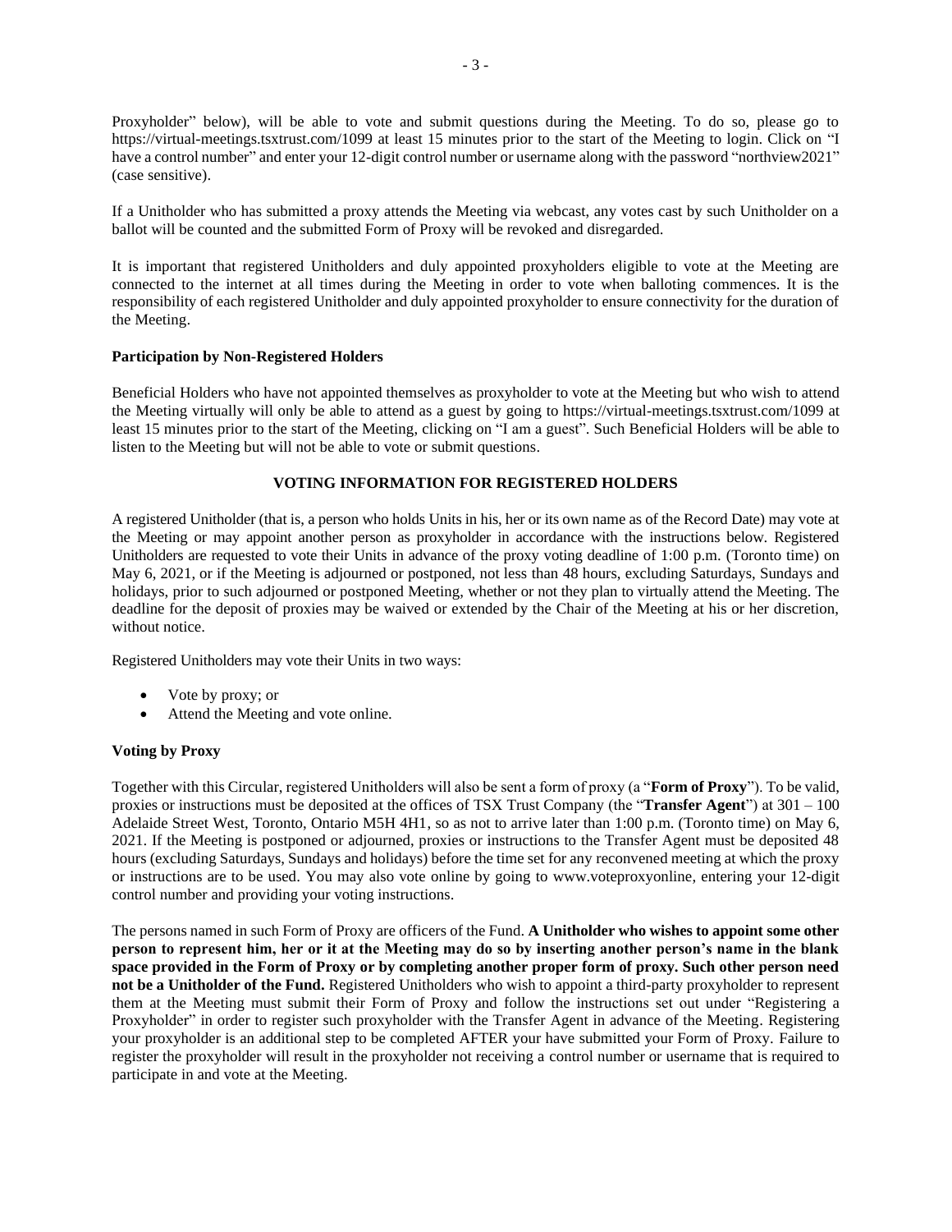Proxyholder" below), will be able to vote and submit questions during the Meeting. To do so, please go to https://virtual-meetings.tsxtrust.com/1099 at least 15 minutes prior to the start of the Meeting to login. Click on "I have a control number" and enter your 12-digit control number or username along with the password "northview2021" (case sensitive).

If a Unitholder who has submitted a proxy attends the Meeting via webcast, any votes cast by such Unitholder on a ballot will be counted and the submitted Form of Proxy will be revoked and disregarded.

It is important that registered Unitholders and duly appointed proxyholders eligible to vote at the Meeting are connected to the internet at all times during the Meeting in order to vote when balloting commences. It is the responsibility of each registered Unitholder and duly appointed proxyholder to ensure connectivity for the duration of the Meeting.

**Participation by Non-Registered Holders**

Beneficial Holders who have not appointed themselves as proxyholder to vote at the Meeting but who wish to attend the Meeting virtually will only be able to attend as a guest by going to https://virtual-meetings.tsxtrust.com/1099 at least 15 minutes prior to the start of the Meeting, clicking on "I am a guest". Such Beneficial Holders will be able to listen to the Meeting but will not be able to vote or submit questions.

## VOTING INFORMATION FOR REGISTERED HOLDERS

A registered Unitholder (that is, a person who holds Units in his, her or its own name as of the Record Date) may vote at the Meeting or may appoint another person as proxyholder in accordance with the instructions below. Registered Unitholders are requested to vote their Units in advance of the proxy voting deadline of 1:00 p.m. (Toronto time) on May 6, 2021, or if the Meeting is adjourned or postponed, not less than 48 hours, excluding Saturdays, Sundays and holidays, prior to such adjourned or postponed Meeting, whether or not they plan to virtually attend the Meeting. The deadline for the deposit of proxies may be waived or extended by the Chair of the Meeting at his or her discretion, without notice.

Registered Unitholders may vote their Units in two ways:

- Vote by proxy; or
- Attend the Meeting and vote online.

**Voting by Proxy**

Together with this Circular, registered Unitholders will also be sent a form of proxy (a "**Form of Proxy**"). To be valid, proxies or instructions must be deposited at the offices of TSX Trust Company (the "**Transfer Agent**") at 301 – 100 Adelaide Street West, Toronto, Ontario M5H 4H1, so as not to arrive later than 1:00 p.m. (Toronto time) on May 6, 2021. If the Meeting is postponed or adjourned, proxies or instructions to the Transfer Agent must be deposited 48 hours (excluding Saturdays, Sundays and holidays) before the time set for any reconvened meeting at which the proxy or instructions are to be used. You may also vote online by going to www.voteproxyonline, entering your 12-digit control number and providing your voting instructions.

The persons named in such Form of Proxy are officers of the Fund. **A Unitholder who wishes to appoint some other person to represent him, her or it at the Meeting may do so by inserting another person's name in the blank space provided in the Form of Proxy or by completing another proper form of proxy. Such other person need not be a Unitholder of the Fund.** Registered Unitholders who wish to appoint a third-party proxyholder to represent them at the Meeting must submit their Form of Proxy and follow the instructions set out under "Registering a Proxyholder" in order to register such proxyholder with the Transfer Agent in advance of the Meeting. Registering your proxyholder is an additional step to be completed AFTER your have submitted your Form of Proxy. Failure to register the proxyholder will result in the proxyholder not receiving a control number or username that is required to participate in and vote at the Meeting.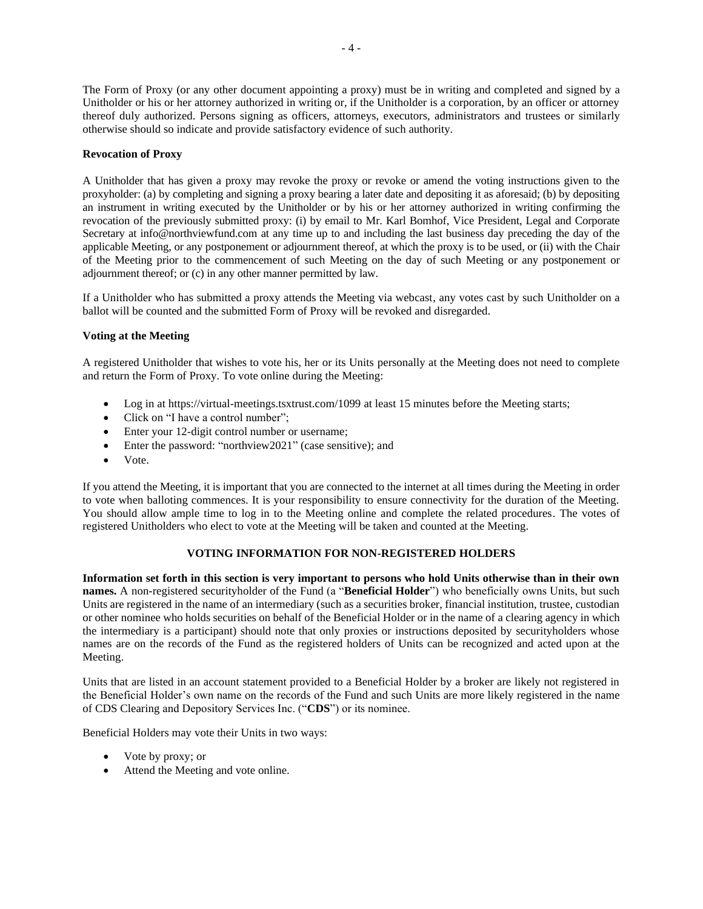The Form of Proxy (or any other document appointing a proxy) must be in writing and completed and signed by a Unitholder or his or her attorney authorized in writing or, if the Unitholder is a corporation, by an officer or attorney thereof duly authorized. Persons signing as officers, attorneys, executors, administrators and trustees or similarly otherwise should so indicate and provide satisfactory evidence of such authority.

**Revocation of Proxy**

A Unitholder that has given a proxy may revoke the proxy or revoke or amend the voting instructions given to the proxyholder: (a) by completing and signing a proxy bearing a later date and depositing it as aforesaid; (b) by depositing an instrument in writing executed by the Unitholder or by his or her attorney authorized in writing confirming the revocation of the previously submitted proxy: (i) by email to Mr. Karl Bomhof, Vice President, Legal and Corporate Secretary at info@northviewfund.com at any time up to and including the last business day preceding the day of the applicable Meeting, or any postponement or adjournment thereof, at which the proxy is to be used, or (ii) with the Chair of the Meeting prior to the commencement of such Meeting on the day of such Meeting or any postponement or adjournment thereof; or (c) in any other manner permitted by law.

If a Unitholder who has submitted a proxy attends the Meeting via webcast, any votes cast by such Unitholder on a ballot will be counted and the submitted Form of Proxy will be revoked and disregarded.

**Voting at the Meeting**

A registered Unitholder that wishes to vote his, her or its Units personally at the Meeting does not need to complete and return the Form of Proxy. To vote online during the Meeting:

- Log in at https://virtual-meetings.tsxtrust.com/1099 at least 15 minutes before the Meeting starts;
- Click on "I have a control number";
- Enter your 12-digit control number or username;
- Enter the password: "northview2021" (case sensitive); and
- Vote.

If you attend the Meeting, it is important that you are connected to the internet at all times during the Meeting in order to vote when balloting commences. It is your responsibility to ensure connectivity for the duration of the Meeting. You should allow ample time to log in to the Meeting online and complete the related procedures. The votes of registered Unitholders who elect to vote at the Meeting will be taken and counted at the Meeting.

## VOTING INFORMATION FOR NON-REGISTERED HOLDERS

**Information set forth in this section is very important to persons who hold Units otherwise than in their own names.** A non-registered securityholder of the Fund (a "**Beneficial Holder**") who beneficially owns Units, but such Units are registered in the name of an intermediary (such as a securities broker, financial institution, trustee, custodian or other nominee who holds securities on behalf of the Beneficial Holder or in the name of a clearing agency in which the intermediary is a participant) should note that only proxies or instructions deposited by securityholders whose names are on the records of the Fund as the registered holders of Units can be recognized and acted upon at the Meeting.

Units that are listed in an account statement provided to a Beneficial Holder by a broker are likely not registered in the Beneficial Holder's own name on the records of the Fund and such Units are more likely registered in the name of CDS Clearing and Depository Services Inc. ("**CDS**") or its nominee.

Beneficial Holders may vote their Units in two ways:

- Vote by proxy; or
- Attend the Meeting and vote online.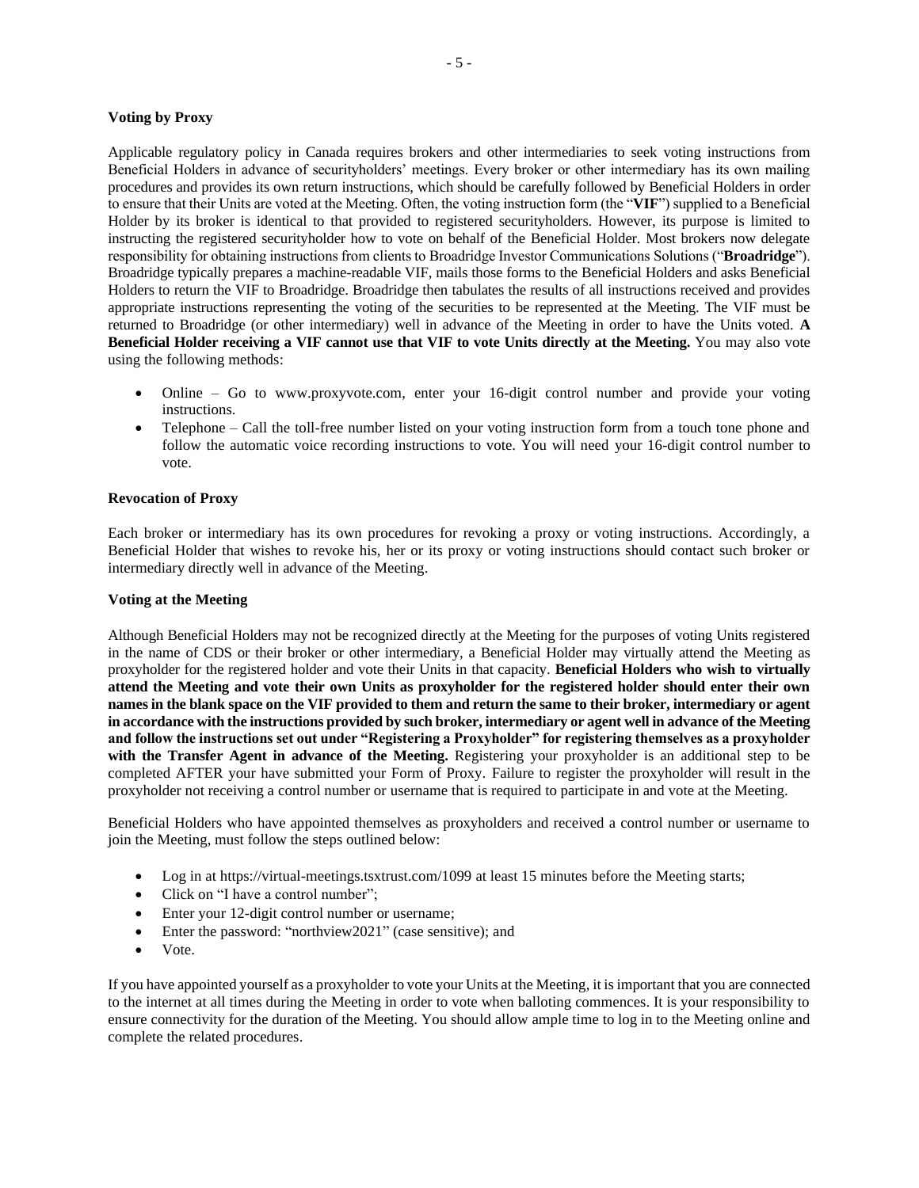**Voting by Proxy**

Applicable regulatory policy in Canada requires brokers and other intermediaries to seek voting instructions from Beneficial Holders in advance of securityholders' meetings. Every broker or other intermediary has its own mailing procedures and provides its own return instructions, which should be carefully followed by Beneficial Holders in order to ensure that their Units are voted at the Meeting. Often, the voting instruction form (the "**VIF**") supplied to a Beneficial Holder by its broker is identical to that provided to registered securityholders. However, its purpose is limited to instructing the registered securityholder how to vote on behalf of the Beneficial Holder. Most brokers now delegate responsibility for obtaining instructions from clients to Broadridge Investor Communications Solutions ("**Broadridge**"). Broadridge typically prepares a machine-readable VIF, mails those forms to the Beneficial Holders and asks Beneficial Holders to return the VIF to Broadridge. Broadridge then tabulates the results of all instructions received and provides appropriate instructions representing the voting of the securities to be represented at the Meeting. The VIF must be returned to Broadridge (or other intermediary) well in advance of the Meeting in order to have the Units voted. **A Beneficial Holder receiving a VIF cannot use that VIF to vote Units directly at the Meeting.** You may also vote using the following methods:

- Online – Go to www.proxyvote.com, enter your 16-digit control number and provide your voting instructions.
- Telephone – Call the toll-free number listed on your voting instruction form from a touch tone phone and follow the automatic voice recording instructions to vote. You will need your 16-digit control number to vote.

**Revocation of Proxy**

Each broker or intermediary has its own procedures for revoking a proxy or voting instructions. Accordingly, a Beneficial Holder that wishes to revoke his, her or its proxy or voting instructions should contact such broker or intermediary directly well in advance of the Meeting.

**Voting at the Meeting**

Although Beneficial Holders may not be recognized directly at the Meeting for the purposes of voting Units registered in the name of CDS or their broker or other intermediary, a Beneficial Holder may virtually attend the Meeting as proxyholder for the registered holder and vote their Units in that capacity. **Beneficial Holders who wish to virtually attend the Meeting and vote their own Units as proxyholder for the registered holder should enter their own names in the blank space on the VIF provided to them and return the same to their broker, intermediary or agent in accordance with the instructions provided by such broker, intermediary or agent well in advance of the Meeting and follow the instructions set out under "Registering a Proxyholder" for registering themselves as a proxyholder with the Transfer Agent in advance of the Meeting.** Registering your proxyholder is an additional step to be completed AFTER your have submitted your Form of Proxy. Failure to register the proxyholder will result in the proxyholder not receiving a control number or username that is required to participate in and vote at the Meeting.

Beneficial Holders who have appointed themselves as proxyholders and received a control number or username to join the Meeting, must follow the steps outlined below:

- Log in at https://virtual-meetings.tsxtrust.com/1099 at least 15 minutes before the Meeting starts;
- Click on "I have a control number";
- Enter your 12-digit control number or username;
- Enter the password: "northview2021" (case sensitive); and
- Vote.

If you have appointed yourself as a proxyholder to vote your Units at the Meeting, it is important that you are connected to the internet at all times during the Meeting in order to vote when balloting commences. It is your responsibility to ensure connectivity for the duration of the Meeting. You should allow ample time to log in to the Meeting online and complete the related procedures.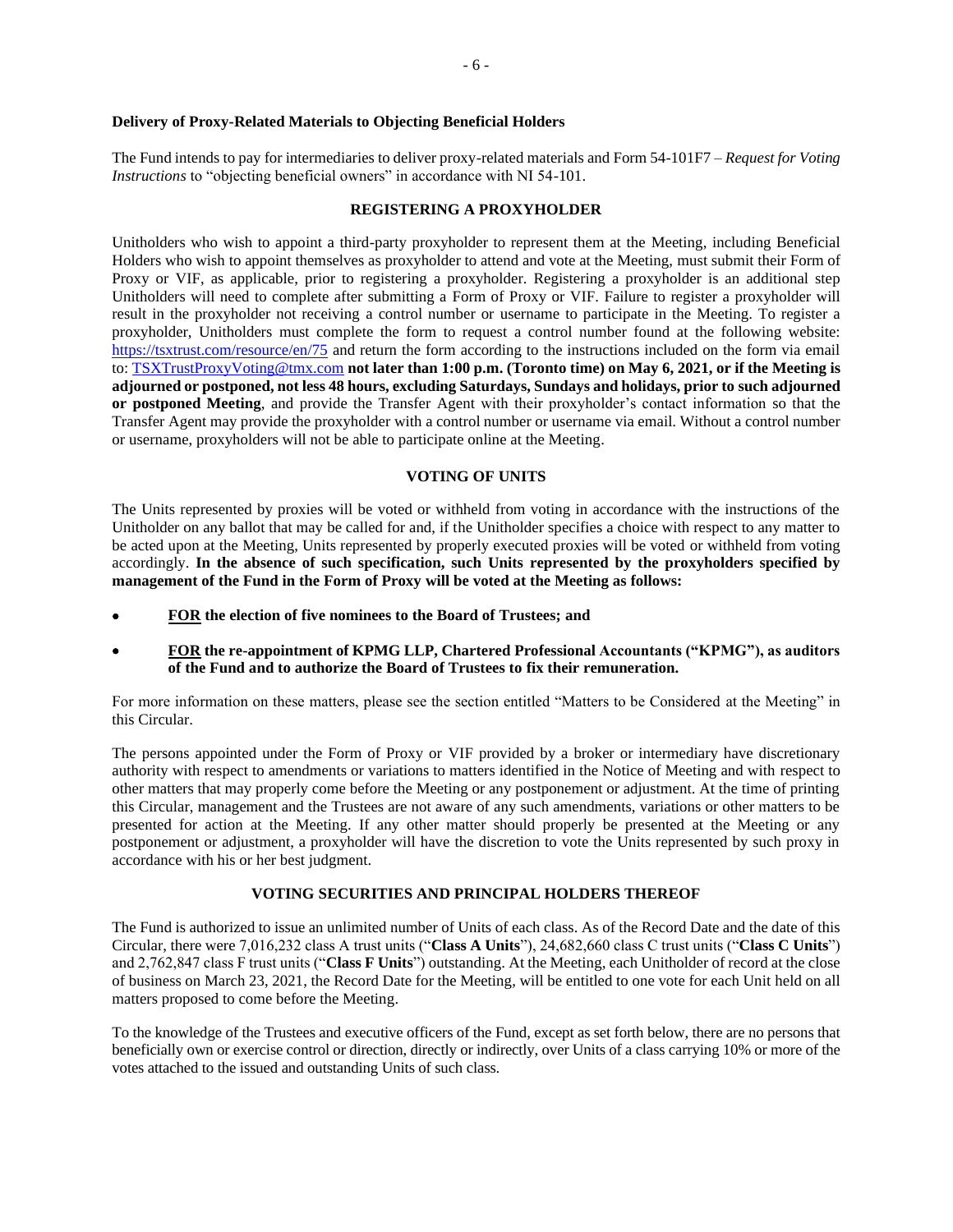**Delivery of Proxy-Related Materials to Objecting Beneficial Holders**

The Fund intends to pay for intermediaries to deliver proxy-related materials and Form 54-101F7 – *Request for Voting Instructions* to "objecting beneficial owners" in accordance with NI 54-101.

## REGISTERING A PROXYHOLDER

Unitholders who wish to appoint a third-party proxyholder to represent them at the Meeting, including Beneficial Holders who wish to appoint themselves as proxyholder to attend and vote at the Meeting, must submit their Form of Proxy or VIF, as applicable, prior to registering a proxyholder. Registering a proxyholder is an additional step Unitholders will need to complete after submitting a Form of Proxy or VIF. Failure to register a proxyholder will result in the proxyholder not receiving a control number or username to participate in the Meeting. To register a proxyholder, Unitholders must complete the form to request a control number found at the following website: https://tsxtrust.com/resource/en/75 and return the form according to the instructions included on the form via email to: TSXTrustProxyVoting@tmx.com **not later than 1:00 p.m. (Toronto time) on May 6, 2021, or if the Meeting is adjourned or postponed, not less 48 hours, excluding Saturdays, Sundays and holidays, prior to such adjourned or postponed Meeting**, and provide the Transfer Agent with their proxyholder's contact information so that the Transfer Agent may provide the proxyholder with a control number or username via email. Without a control number or username, proxyholders will not be able to participate online at the Meeting.

## VOTING OF UNITS

The Units represented by proxies will be voted or withheld from voting in accordance with the instructions of the Unitholder on any ballot that may be called for and, if the Unitholder specifies a choice with respect to any matter to be acted upon at the Meeting, Units represented by properly executed proxies will be voted or withheld from voting accordingly. **In the absence of such specification, such Units represented by the proxyholders specified by management of the Fund in the Form of Proxy will be voted at the Meeting as follows:**

- **FOR the election of five nominees to the Board of Trustees; and**
- **FOR the re-appointment of KPMG LLP, Chartered Professional Accountants ("KPMG"), as auditors of the Fund and to authorize the Board of Trustees to fix their remuneration.**

For more information on these matters, please see the section entitled "Matters to be Considered at the Meeting" in this Circular.

The persons appointed under the Form of Proxy or VIF provided by a broker or intermediary have discretionary authority with respect to amendments or variations to matters identified in the Notice of Meeting and with respect to other matters that may properly come before the Meeting or any postponement or adjustment. At the time of printing this Circular, management and the Trustees are not aware of any such amendments, variations or other matters to be presented for action at the Meeting. If any other matter should properly be presented at the Meeting or any postponement or adjustment, a proxyholder will have the discretion to vote the Units represented by such proxy in accordance with his or her best judgment.

## VOTING SECURITIES AND PRINCIPAL HOLDERS THEREOF

The Fund is authorized to issue an unlimited number of Units of each class. As of the Record Date and the date of this Circular, there were 7,016,232 class A trust units ("**Class A Units**"), 24,682,660 class C trust units ("**Class C Units**") and 2,762,847 class F trust units ("**Class F Units**") outstanding. At the Meeting, each Unitholder of record at the close of business on March 23, 2021, the Record Date for the Meeting, will be entitled to one vote for each Unit held on all matters proposed to come before the Meeting.

To the knowledge of the Trustees and executive officers of the Fund, except as set forth below, there are no persons that beneficially own or exercise control or direction, directly or indirectly, over Units of a class carrying 10% or more of the votes attached to the issued and outstanding Units of such class.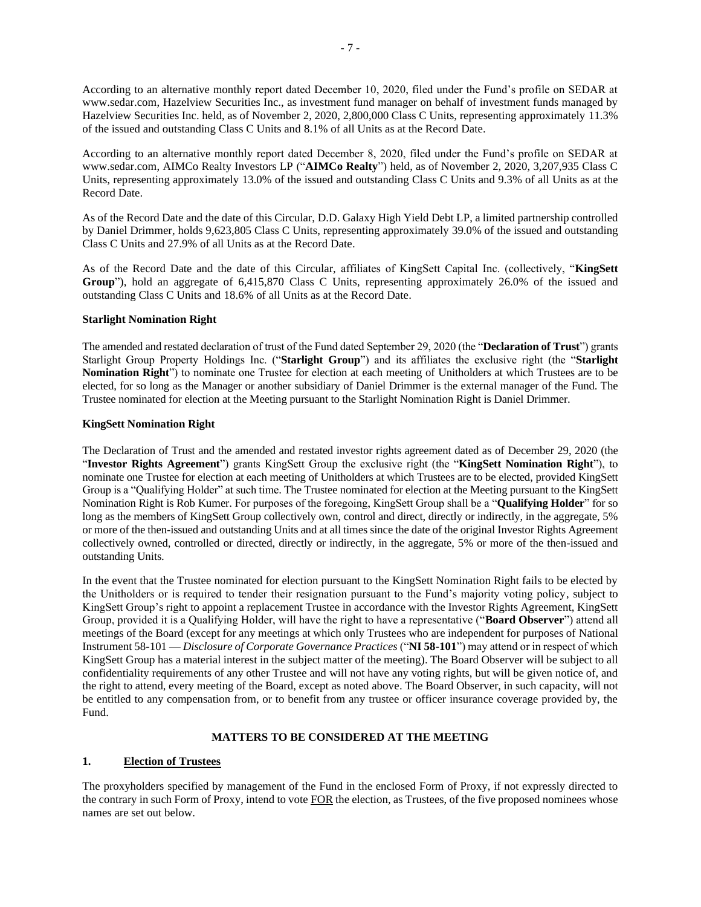According to an alternative monthly report dated December 10, 2020, filed under the Fund's profile on SEDAR at www.sedar.com, Hazelview Securities Inc., as investment fund manager on behalf of investment funds managed by Hazelview Securities Inc. held, as of November 2, 2020, 2,800,000 Class C Units, representing approximately 11.3% of the issued and outstanding Class C Units and 8.1% of all Units as at the Record Date.

According to an alternative monthly report dated December 8, 2020, filed under the Fund's profile on SEDAR at www.sedar.com, AIMCo Realty Investors LP ("**AIMCo Realty**") held, as of November 2, 2020, 3,207,935 Class C Units, representing approximately 13.0% of the issued and outstanding Class C Units and 9.3% of all Units as at the Record Date.

As of the Record Date and the date of this Circular, D.D. Galaxy High Yield Debt LP, a limited partnership controlled by Daniel Drimmer, holds 9,623,805 Class C Units, representing approximately 39.0% of the issued and outstanding Class C Units and 27.9% of all Units as at the Record Date.

As of the Record Date and the date of this Circular, affiliates of KingSett Capital Inc. (collectively, "**KingSett Group**"), hold an aggregate of 6,415,870 Class C Units, representing approximately 26.0% of the issued and outstanding Class C Units and 18.6% of all Units as at the Record Date.

**Starlight Nomination Right**

The amended and restated declaration of trust of the Fund dated September 29, 2020 (the "**Declaration of Trust**") grants Starlight Group Property Holdings Inc. ("**Starlight Group**") and its affiliates the exclusive right (the "**Starlight Nomination Right**") to nominate one Trustee for election at each meeting of Unitholders at which Trustees are to be elected, for so long as the Manager or another subsidiary of Daniel Drimmer is the external manager of the Fund. The Trustee nominated for election at the Meeting pursuant to the Starlight Nomination Right is Daniel Drimmer.

**KingSett Nomination Right**

The Declaration of Trust and the amended and restated investor rights agreement dated as of December 29, 2020 (the "**Investor Rights Agreement**") grants KingSett Group the exclusive right (the "**KingSett Nomination Right**"), to nominate one Trustee for election at each meeting of Unitholders at which Trustees are to be elected, provided KingSett Group is a "Qualifying Holder" at such time. The Trustee nominated for election at the Meeting pursuant to the KingSett Nomination Right is Rob Kumer. For purposes of the foregoing, KingSett Group shall be a "**Qualifying Holder**" for so long as the members of KingSett Group collectively own, control and direct, directly or indirectly, in the aggregate, 5% or more of the then-issued and outstanding Units and at all times since the date of the original Investor Rights Agreement collectively owned, controlled or directed, directly or indirectly, in the aggregate, 5% or more of the then-issued and outstanding Units.

In the event that the Trustee nominated for election pursuant to the KingSett Nomination Right fails to be elected by the Unitholders or is required to tender their resignation pursuant to the Fund's majority voting policy, subject to KingSett Group's right to appoint a replacement Trustee in accordance with the Investor Rights Agreement, KingSett Group, provided it is a Qualifying Holder, will have the right to have a representative ("**Board Observer**") attend all meetings of the Board (except for any meetings at which only Trustees who are independent for purposes of National Instrument 58-101 — *Disclosure of Corporate Governance Practices* ("**NI 58-101**") may attend or in respect of which KingSett Group has a material interest in the subject matter of the meeting). The Board Observer will be subject to all confidentiality requirements of any other Trustee and will not have any voting rights, but will be given notice of, and the right to attend, every meeting of the Board, except as noted above. The Board Observer, in such capacity, will not be entitled to any compensation from, or to benefit from any trustee or officer insurance coverage provided by, the Fund.

## MATTERS TO BE CONSIDERED AT THE MEETING

### 1. Election of Trustees

The proxyholders specified by management of the Fund in the enclosed Form of Proxy, if not expressly directed to the contrary in such Form of Proxy, intend to vote FOR the election, as Trustees, of the five proposed nominees whose names are set out below.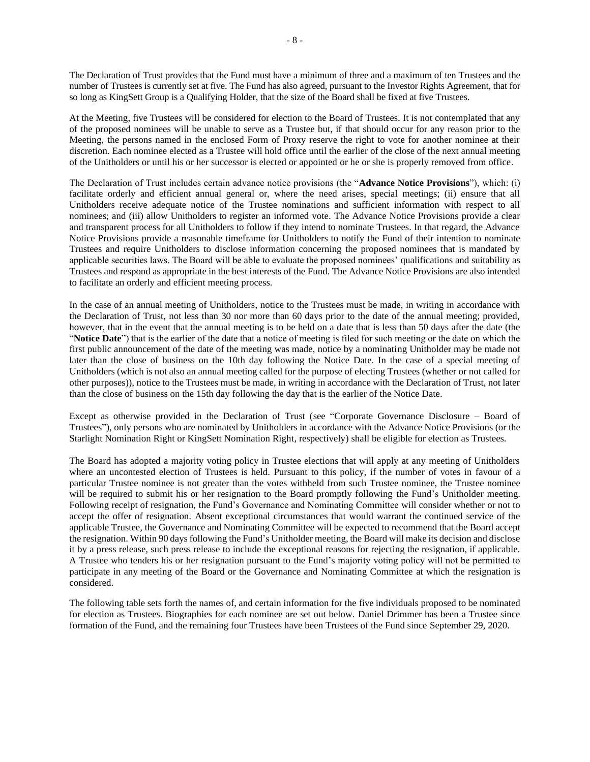The Declaration of Trust provides that the Fund must have a minimum of three and a maximum of ten Trustees and the number of Trustees is currently set at five. The Fund has also agreed, pursuant to the Investor Rights Agreement, that for so long as KingSett Group is a Qualifying Holder, that the size of the Board shall be fixed at five Trustees.

At the Meeting, five Trustees will be considered for election to the Board of Trustees. It is not contemplated that any of the proposed nominees will be unable to serve as a Trustee but, if that should occur for any reason prior to the Meeting, the persons named in the enclosed Form of Proxy reserve the right to vote for another nominee at their discretion. Each nominee elected as a Trustee will hold office until the earlier of the close of the next annual meeting of the Unitholders or until his or her successor is elected or appointed or he or she is properly removed from office.

The Declaration of Trust includes certain advance notice provisions (the "**Advance Notice Provisions**"), which: (i) facilitate orderly and efficient annual general or, where the need arises, special meetings; (ii) ensure that all Unitholders receive adequate notice of the Trustee nominations and sufficient information with respect to all nominees; and (iii) allow Unitholders to register an informed vote. The Advance Notice Provisions provide a clear and transparent process for all Unitholders to follow if they intend to nominate Trustees. In that regard, the Advance Notice Provisions provide a reasonable timeframe for Unitholders to notify the Fund of their intention to nominate Trustees and require Unitholders to disclose information concerning the proposed nominees that is mandated by applicable securities laws. The Board will be able to evaluate the proposed nominees' qualifications and suitability as Trustees and respond as appropriate in the best interests of the Fund. The Advance Notice Provisions are also intended to facilitate an orderly and efficient meeting process.

In the case of an annual meeting of Unitholders, notice to the Trustees must be made, in writing in accordance with the Declaration of Trust, not less than 30 nor more than 60 days prior to the date of the annual meeting; provided, however, that in the event that the annual meeting is to be held on a date that is less than 50 days after the date (the "**Notice Date**") that is the earlier of the date that a notice of meeting is filed for such meeting or the date on which the first public announcement of the date of the meeting was made, notice by a nominating Unitholder may be made not later than the close of business on the 10th day following the Notice Date. In the case of a special meeting of Unitholders (which is not also an annual meeting called for the purpose of electing Trustees (whether or not called for other purposes)), notice to the Trustees must be made, in writing in accordance with the Declaration of Trust, not later than the close of business on the 15th day following the day that is the earlier of the Notice Date.

Except as otherwise provided in the Declaration of Trust (see "Corporate Governance Disclosure – Board of Trustees"), only persons who are nominated by Unitholders in accordance with the Advance Notice Provisions (or the Starlight Nomination Right or KingSett Nomination Right, respectively) shall be eligible for election as Trustees.

The Board has adopted a majority voting policy in Trustee elections that will apply at any meeting of Unitholders where an uncontested election of Trustees is held. Pursuant to this policy, if the number of votes in favour of a particular Trustee nominee is not greater than the votes withheld from such Trustee nominee, the Trustee nominee will be required to submit his or her resignation to the Board promptly following the Fund's Unitholder meeting. Following receipt of resignation, the Fund's Governance and Nominating Committee will consider whether or not to accept the offer of resignation. Absent exceptional circumstances that would warrant the continued service of the applicable Trustee, the Governance and Nominating Committee will be expected to recommend that the Board accept the resignation. Within 90 days following the Fund's Unitholder meeting, the Board will make its decision and disclose it by a press release, such press release to include the exceptional reasons for rejecting the resignation, if applicable. A Trustee who tenders his or her resignation pursuant to the Fund's majority voting policy will not be permitted to participate in any meeting of the Board or the Governance and Nominating Committee at which the resignation is considered.

The following table sets forth the names of, and certain information for the five individuals proposed to be nominated for election as Trustees. Biographies for each nominee are set out below. Daniel Drimmer has been a Trustee since formation of the Fund, and the remaining four Trustees have been Trustees of the Fund since September 29, 2020.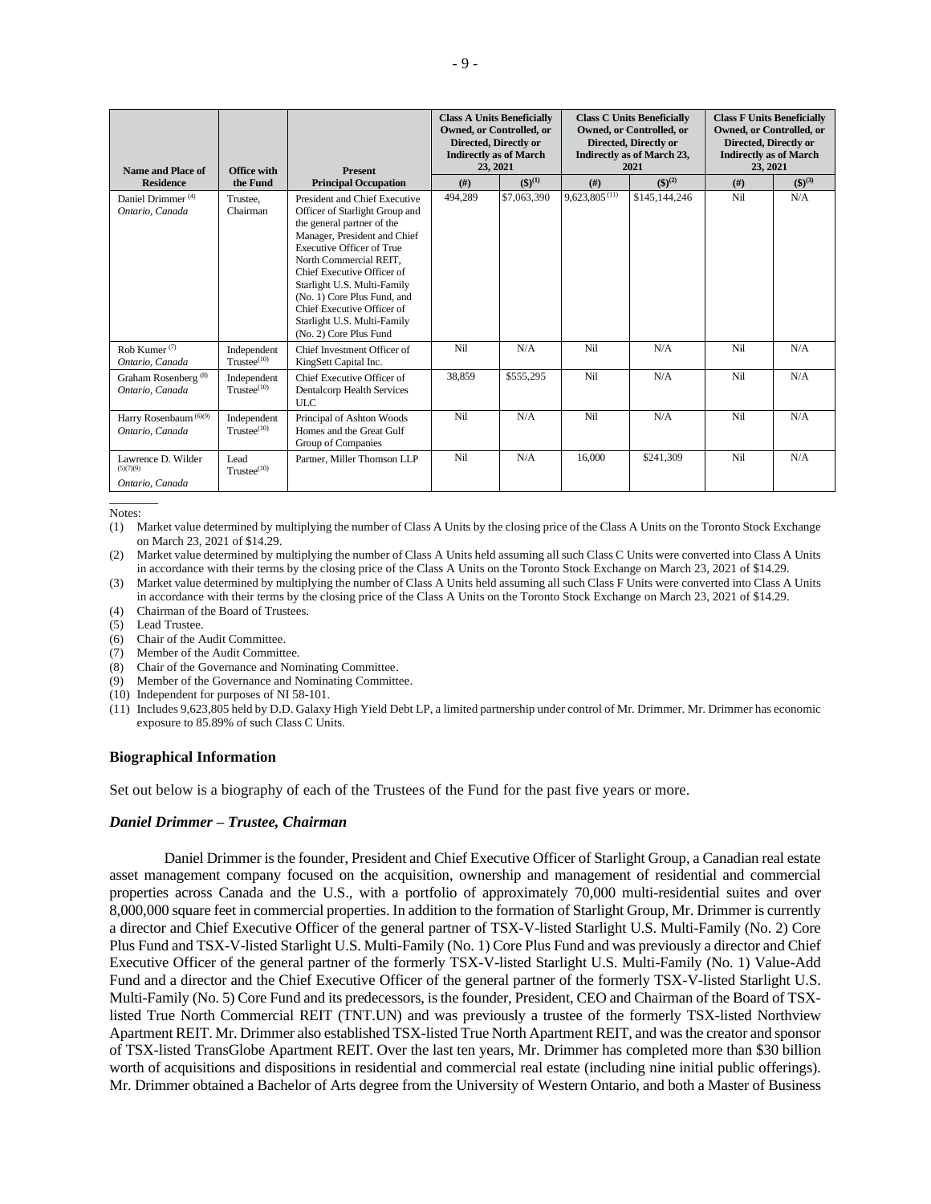| Name and Place of Residence | Office with the Fund | Present Principal Occupation | Class A Units Beneficially Owned, or Controlled, or Directed, Directly or Indirectly as of March 23, 2021 | | Class C Units Beneficially Owned, or Controlled, or Directed, Directly or Indirectly as of March 23, 2021 | | Class F Units Beneficially Owned, or Controlled, or Directed, Directly or Indirectly as of March 23, 2021 | |
|---|---|---|---|---|---|---|---|---|
| | | | (#) | ($)[1] | (#) | ($)[2] | (#) | ($)[3] |
| Daniel Drimmer[4] *Ontario, Canada* | Trustee, Chairman | President and Chief Executive Officer of Starlight Group and the general partner of the Manager, President and Chief Executive Officer of True North Commercial REIT, Chief Executive Officer of Starlight U.S. Multi-Family (No. 1) Core Plus Fund, and Chief Executive Officer of Starlight U.S. Multi-Family (No. 2) Core Plus Fund | 494,289 | $7,063,390 | 9,623,805[11] | $145,144,246 | Nil | N/A |
| Rob Kumer[7] *Ontario, Canada* | Independent Trustee[10] | Chief Investment Officer of KingSett Capital Inc. | Nil | N/A | Nil | N/A | Nil | N/A |
| Graham Rosenberg[8] *Ontario, Canada* | Independent Trustee[10] | Chief Executive Officer of Dentalcorp Health Services ULC | 38,859 | $555,295 | Nil | N/A | Nil | N/A |
| Harry Rosenbaum[6][9] *Ontario, Canada* | Independent Trustee[10] | Principal of Ashton Woods Homes and the Great Gulf Group of Companies | Nil | N/A | Nil | N/A | Nil | N/A |
| Lawrence D. Wilder[5][7][9] *Ontario, Canada* | Lead Trustee[10] | Partner, Miller Thomson LLP | Nil | N/A | 16,000 | $241,309 | Nil | N/A |

Notes:

(1) Market value determined by multiplying the number of Class A Units by the closing price of the Class A Units on the Toronto Stock Exchange on March 23, 2021 of $14.29.

(2) Market value determined by multiplying the number of Class A Units held assuming all such Class C Units were converted into Class A Units in accordance with their terms by the closing price of the Class A Units on the Toronto Stock Exchange on March 23, 2021 of $14.29.

(3) Market value determined by multiplying the number of Class A Units held assuming all such Class F Units were converted into Class A Units in accordance with their terms by the closing price of the Class A Units on the Toronto Stock Exchange on March 23, 2021 of $14.29.

(4) Chairman of the Board of Trustees.

(5) Lead Trustee.

(6) Chair of the Audit Committee.

(7) Member of the Audit Committee.

(8) Chair of the Governance and Nominating Committee.

(9) Member of the Governance and Nominating Committee.

(10) Independent for purposes of NI 58-101.

(11) Includes 9,623,805 held by D.D. Galaxy High Yield Debt LP, a limited partnership under control of Mr. Drimmer. Mr. Drimmer has economic exposure to 85.89% of such Class C Units.

### Biographical Information

Set out below is a biography of each of the Trustees of the Fund for the past five years or more.

#### *Daniel Drimmer – Trustee, Chairman*

Daniel Drimmer is the founder, President and Chief Executive Officer of Starlight Group, a Canadian real estate asset management company focused on the acquisition, ownership and management of residential and commercial properties across Canada and the U.S., with a portfolio of approximately 70,000 multi-residential suites and over 8,000,000 square feet in commercial properties. In addition to the formation of Starlight Group, Mr. Drimmer is currently a director and Chief Executive Officer of the general partner of TSX-V-listed Starlight U.S. Multi-Family (No. 2) Core Plus Fund and TSX-V-listed Starlight U.S. Multi-Family (No. 1) Core Plus Fund and was previously a director and Chief Executive Officer of the general partner of the formerly TSX-V-listed Starlight U.S. Multi-Family (No. 1) Value-Add Fund and a director and the Chief Executive Officer of the general partner of the formerly TSX-V-listed Starlight U.S. Multi-Family (No. 5) Core Fund and its predecessors, is the founder, President, CEO and Chairman of the Board of TSX-listed True North Commercial REIT (TNT.UN) and was previously a trustee of the formerly TSX-listed Northview Apartment REIT. Mr. Drimmer also established TSX-listed True North Apartment REIT, and was the creator and sponsor of TSX-listed TransGlobe Apartment REIT. Over the last ten years, Mr. Drimmer has completed more than $30 billion worth of acquisitions and dispositions in residential and commercial real estate (including nine initial public offerings). Mr. Drimmer obtained a Bachelor of Arts degree from the University of Western Ontario, and both a Master of Business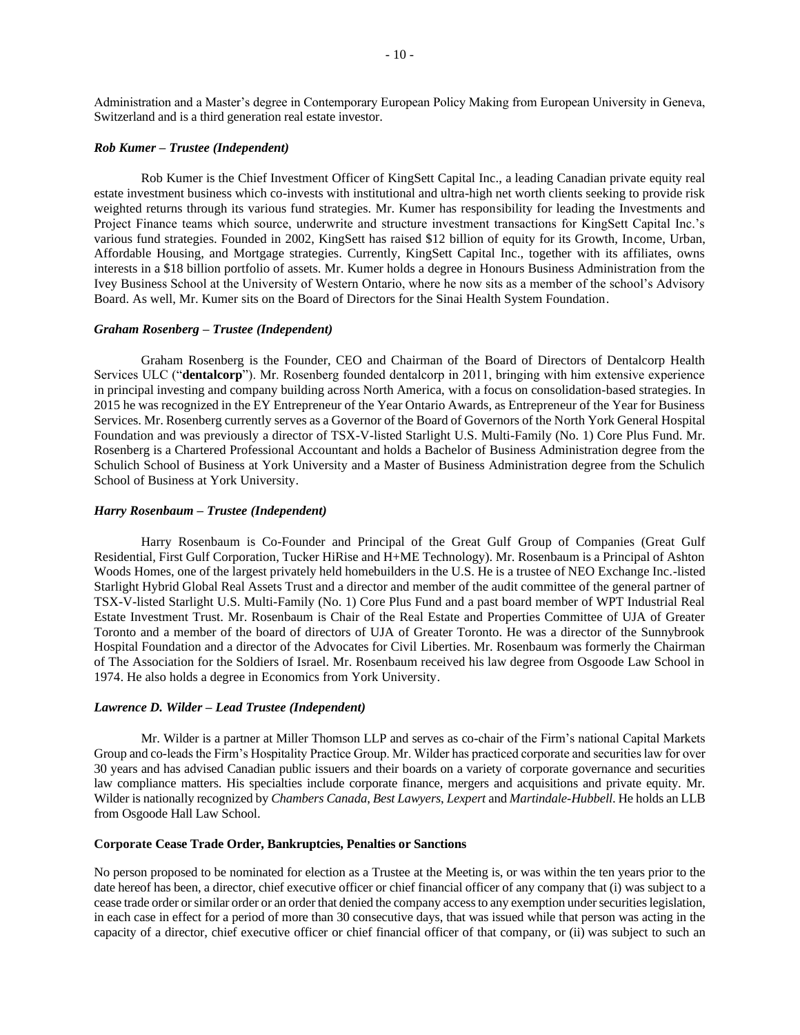Administration and a Master's degree in Contemporary European Policy Making from European University in Geneva, Switzerland and is a third generation real estate investor.

***Rob Kumer – Trustee (Independent)***

Rob Kumer is the Chief Investment Officer of KingSett Capital Inc., a leading Canadian private equity real estate investment business which co-invests with institutional and ultra-high net worth clients seeking to provide risk weighted returns through its various fund strategies. Mr. Kumer has responsibility for leading the Investments and Project Finance teams which source, underwrite and structure investment transactions for KingSett Capital Inc.'s various fund strategies. Founded in 2002, KingSett has raised $12 billion of equity for its Growth, Income, Urban, Affordable Housing, and Mortgage strategies. Currently, KingSett Capital Inc., together with its affiliates, owns interests in a $18 billion portfolio of assets. Mr. Kumer holds a degree in Honours Business Administration from the Ivey Business School at the University of Western Ontario, where he now sits as a member of the school's Advisory Board. As well, Mr. Kumer sits on the Board of Directors for the Sinai Health System Foundation.

***Graham Rosenberg – Trustee (Independent)***

Graham Rosenberg is the Founder, CEO and Chairman of the Board of Directors of Dentalcorp Health Services ULC ("**dentalcorp**"). Mr. Rosenberg founded dentalcorp in 2011, bringing with him extensive experience in principal investing and company building across North America, with a focus on consolidation-based strategies. In 2015 he was recognized in the EY Entrepreneur of the Year Ontario Awards, as Entrepreneur of the Year for Business Services. Mr. Rosenberg currently serves as a Governor of the Board of Governors of the North York General Hospital Foundation and was previously a director of TSX-V-listed Starlight U.S. Multi-Family (No. 1) Core Plus Fund. Mr. Rosenberg is a Chartered Professional Accountant and holds a Bachelor of Business Administration degree from the Schulich School of Business at York University and a Master of Business Administration degree from the Schulich School of Business at York University.

***Harry Rosenbaum – Trustee (Independent)***

Harry Rosenbaum is Co-Founder and Principal of the Great Gulf Group of Companies (Great Gulf Residential, First Gulf Corporation, Tucker HiRise and H+ME Technology). Mr. Rosenbaum is a Principal of Ashton Woods Homes, one of the largest privately held homebuilders in the U.S. He is a trustee of NEO Exchange Inc.-listed Starlight Hybrid Global Real Assets Trust and a director and member of the audit committee of the general partner of TSX-V-listed Starlight U.S. Multi-Family (No. 1) Core Plus Fund and a past board member of WPT Industrial Real Estate Investment Trust. Mr. Rosenbaum is Chair of the Real Estate and Properties Committee of UJA of Greater Toronto and a member of the board of directors of UJA of Greater Toronto. He was a director of the Sunnybrook Hospital Foundation and a director of the Advocates for Civil Liberties. Mr. Rosenbaum was formerly the Chairman of The Association for the Soldiers of Israel. Mr. Rosenbaum received his law degree from Osgoode Law School in 1974. He also holds a degree in Economics from York University.

***Lawrence D. Wilder – Lead Trustee (Independent)***

Mr. Wilder is a partner at Miller Thomson LLP and serves as co-chair of the Firm's national Capital Markets Group and co-leads the Firm's Hospitality Practice Group. Mr. Wilder has practiced corporate and securities law for over 30 years and has advised Canadian public issuers and their boards on a variety of corporate governance and securities law compliance matters. His specialties include corporate finance, mergers and acquisitions and private equity. Mr. Wilder is nationally recognized by *Chambers Canada*, *Best Lawyers*, *Lexpert* and *Martindale-Hubbell*. He holds an LLB from Osgoode Hall Law School.

**Corporate Cease Trade Order, Bankruptcies, Penalties or Sanctions**

No person proposed to be nominated for election as a Trustee at the Meeting is, or was within the ten years prior to the date hereof has been, a director, chief executive officer or chief financial officer of any company that (i) was subject to a cease trade order or similar order or an order that denied the company access to any exemption under securities legislation, in each case in effect for a period of more than 30 consecutive days, that was issued while that person was acting in the capacity of a director, chief executive officer or chief financial officer of that company, or (ii) was subject to such an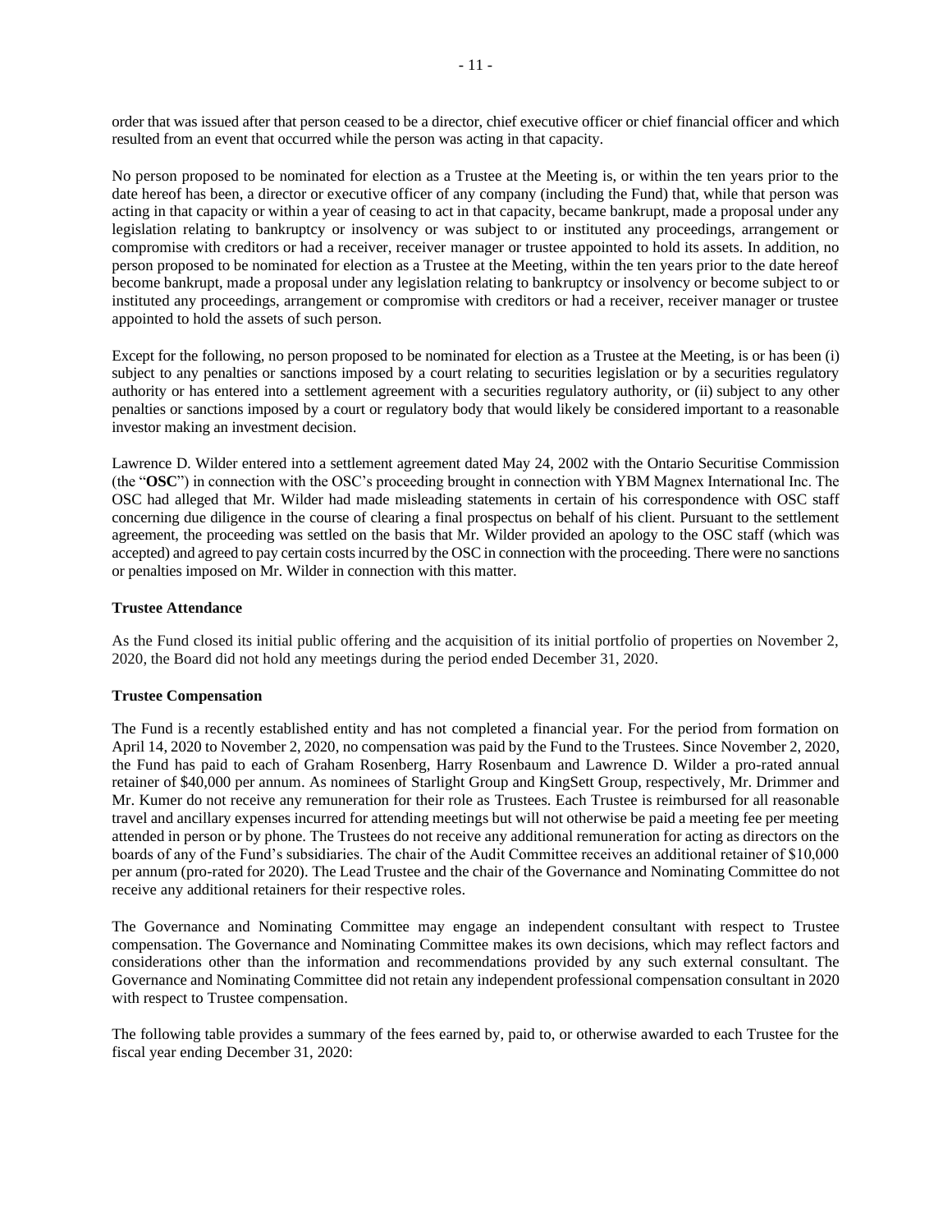order that was issued after that person ceased to be a director, chief executive officer or chief financial officer and which resulted from an event that occurred while the person was acting in that capacity.

No person proposed to be nominated for election as a Trustee at the Meeting is, or within the ten years prior to the date hereof has been, a director or executive officer of any company (including the Fund) that, while that person was acting in that capacity or within a year of ceasing to act in that capacity, became bankrupt, made a proposal under any legislation relating to bankruptcy or insolvency or was subject to or instituted any proceedings, arrangement or compromise with creditors or had a receiver, receiver manager or trustee appointed to hold its assets. In addition, no person proposed to be nominated for election as a Trustee at the Meeting, within the ten years prior to the date hereof become bankrupt, made a proposal under any legislation relating to bankruptcy or insolvency or become subject to or instituted any proceedings, arrangement or compromise with creditors or had a receiver, receiver manager or trustee appointed to hold the assets of such person.

Except for the following, no person proposed to be nominated for election as a Trustee at the Meeting, is or has been (i) subject to any penalties or sanctions imposed by a court relating to securities legislation or by a securities regulatory authority or has entered into a settlement agreement with a securities regulatory authority, or (ii) subject to any other penalties or sanctions imposed by a court or regulatory body that would likely be considered important to a reasonable investor making an investment decision.

Lawrence D. Wilder entered into a settlement agreement dated May 24, 2002 with the Ontario Securitise Commission (the "**OSC**") in connection with the OSC's proceeding brought in connection with YBM Magnex International Inc. The OSC had alleged that Mr. Wilder had made misleading statements in certain of his correspondence with OSC staff concerning due diligence in the course of clearing a final prospectus on behalf of his client. Pursuant to the settlement agreement, the proceeding was settled on the basis that Mr. Wilder provided an apology to the OSC staff (which was accepted) and agreed to pay certain costs incurred by the OSC in connection with the proceeding. There were no sanctions or penalties imposed on Mr. Wilder in connection with this matter.

**Trustee Attendance**

As the Fund closed its initial public offering and the acquisition of its initial portfolio of properties on November 2, 2020, the Board did not hold any meetings during the period ended December 31, 2020.

**Trustee Compensation**

The Fund is a recently established entity and has not completed a financial year. For the period from formation on April 14, 2020 to November 2, 2020, no compensation was paid by the Fund to the Trustees. Since November 2, 2020, the Fund has paid to each of Graham Rosenberg, Harry Rosenbaum and Lawrence D. Wilder a pro-rated annual retainer of $40,000 per annum. As nominees of Starlight Group and KingSett Group, respectively, Mr. Drimmer and Mr. Kumer do not receive any remuneration for their role as Trustees. Each Trustee is reimbursed for all reasonable travel and ancillary expenses incurred for attending meetings but will not otherwise be paid a meeting fee per meeting attended in person or by phone. The Trustees do not receive any additional remuneration for acting as directors on the boards of any of the Fund's subsidiaries. The chair of the Audit Committee receives an additional retainer of $10,000 per annum (pro-rated for 2020). The Lead Trustee and the chair of the Governance and Nominating Committee do not receive any additional retainers for their respective roles.

The Governance and Nominating Committee may engage an independent consultant with respect to Trustee compensation. The Governance and Nominating Committee makes its own decisions, which may reflect factors and considerations other than the information and recommendations provided by any such external consultant. The Governance and Nominating Committee did not retain any independent professional compensation consultant in 2020 with respect to Trustee compensation.

The following table provides a summary of the fees earned by, paid to, or otherwise awarded to each Trustee for the fiscal year ending December 31, 2020: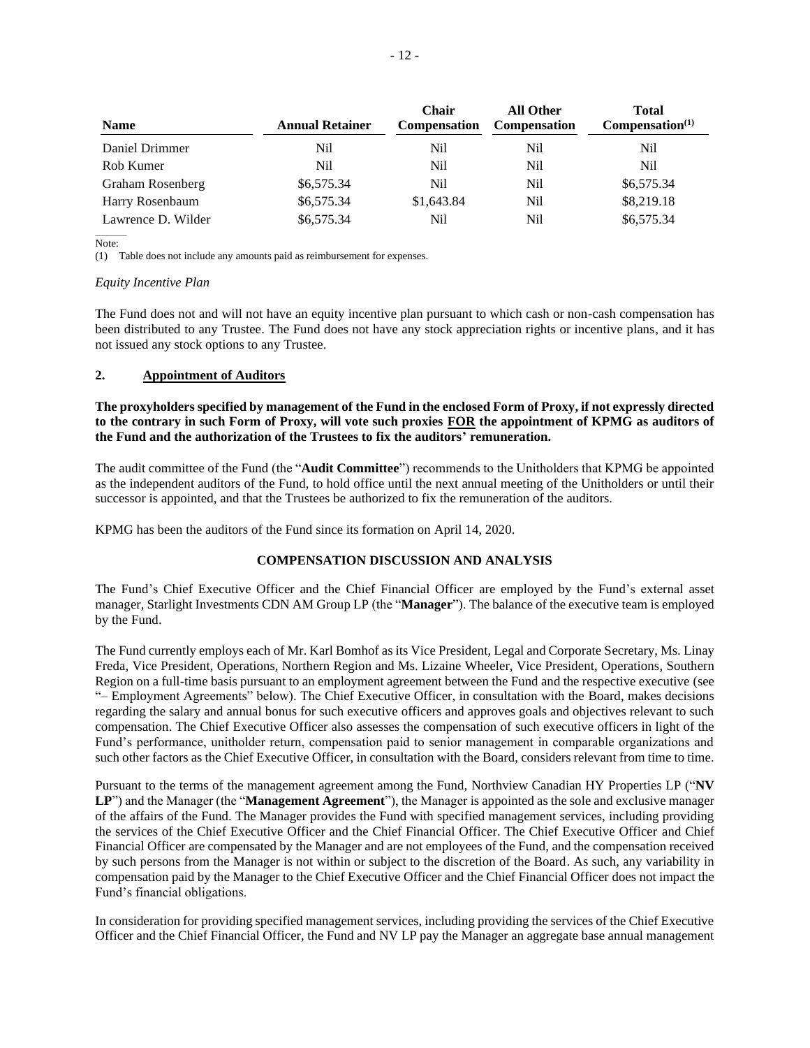| Name | Annual Retainer | Chair Compensation | All Other Compensation | Total Compensation[(1)] |
| --- | --- | --- | --- | --- |
| Daniel Drimmer | Nil | Nil | Nil | Nil |
| Rob Kumer | Nil | Nil | Nil | Nil |
| Graham Rosenberg | $6,575.34 | Nil | Nil | $6,575.34 |
| Harry Rosenbaum | $6,575.34 | $1,643.84 | Nil | $8,219.18 |
| Lawrence D. Wilder | $6,575.34 | Nil | Nil | $6,575.34 |

Note:

(1) Table does not include any amounts paid as reimbursement for expenses.

*Equity Incentive Plan*

The Fund does not and will not have an equity incentive plan pursuant to which cash or non-cash compensation has been distributed to any Trustee. The Fund does not have any stock appreciation rights or incentive plans, and it has not issued any stock options to any Trustee.

## 2. Appointment of Auditors

**The proxyholders specified by management of the Fund in the enclosed Form of Proxy, if not expressly directed to the contrary in such Form of Proxy, will vote such proxies FOR the appointment of KPMG as auditors of the Fund and the authorization of the Trustees to fix the auditors' remuneration.**

The audit committee of the Fund (the "**Audit Committee**") recommends to the Unitholders that KPMG be appointed as the independent auditors of the Fund, to hold office until the next annual meeting of the Unitholders or until their successor is appointed, and that the Trustees be authorized to fix the remuneration of the auditors.

KPMG has been the auditors of the Fund since its formation on April 14, 2020.

## COMPENSATION DISCUSSION AND ANALYSIS

The Fund's Chief Executive Officer and the Chief Financial Officer are employed by the Fund's external asset manager, Starlight Investments CDN AM Group LP (the "**Manager**"). The balance of the executive team is employed by the Fund.

The Fund currently employs each of Mr. Karl Bomhof as its Vice President, Legal and Corporate Secretary, Ms. Linay Freda, Vice President, Operations, Northern Region and Ms. Lizaine Wheeler, Vice President, Operations, Southern Region on a full-time basis pursuant to an employment agreement between the Fund and the respective executive (see "– Employment Agreements" below). The Chief Executive Officer, in consultation with the Board, makes decisions regarding the salary and annual bonus for such executive officers and approves goals and objectives relevant to such compensation. The Chief Executive Officer also assesses the compensation of such executive officers in light of the Fund's performance, unitholder return, compensation paid to senior management in comparable organizations and such other factors as the Chief Executive Officer, in consultation with the Board, considers relevant from time to time.

Pursuant to the terms of the management agreement among the Fund, Northview Canadian HY Properties LP ("**NV LP**") and the Manager (the "**Management Agreement**"), the Manager is appointed as the sole and exclusive manager of the affairs of the Fund. The Manager provides the Fund with specified management services, including providing the services of the Chief Executive Officer and the Chief Financial Officer. The Chief Executive Officer and Chief Financial Officer are compensated by the Manager and are not employees of the Fund, and the compensation received by such persons from the Manager is not within or subject to the discretion of the Board. As such, any variability in compensation paid by the Manager to the Chief Executive Officer and the Chief Financial Officer does not impact the Fund's financial obligations.

In consideration for providing specified management services, including providing the services of the Chief Executive Officer and the Chief Financial Officer, the Fund and NV LP pay the Manager an aggregate base annual management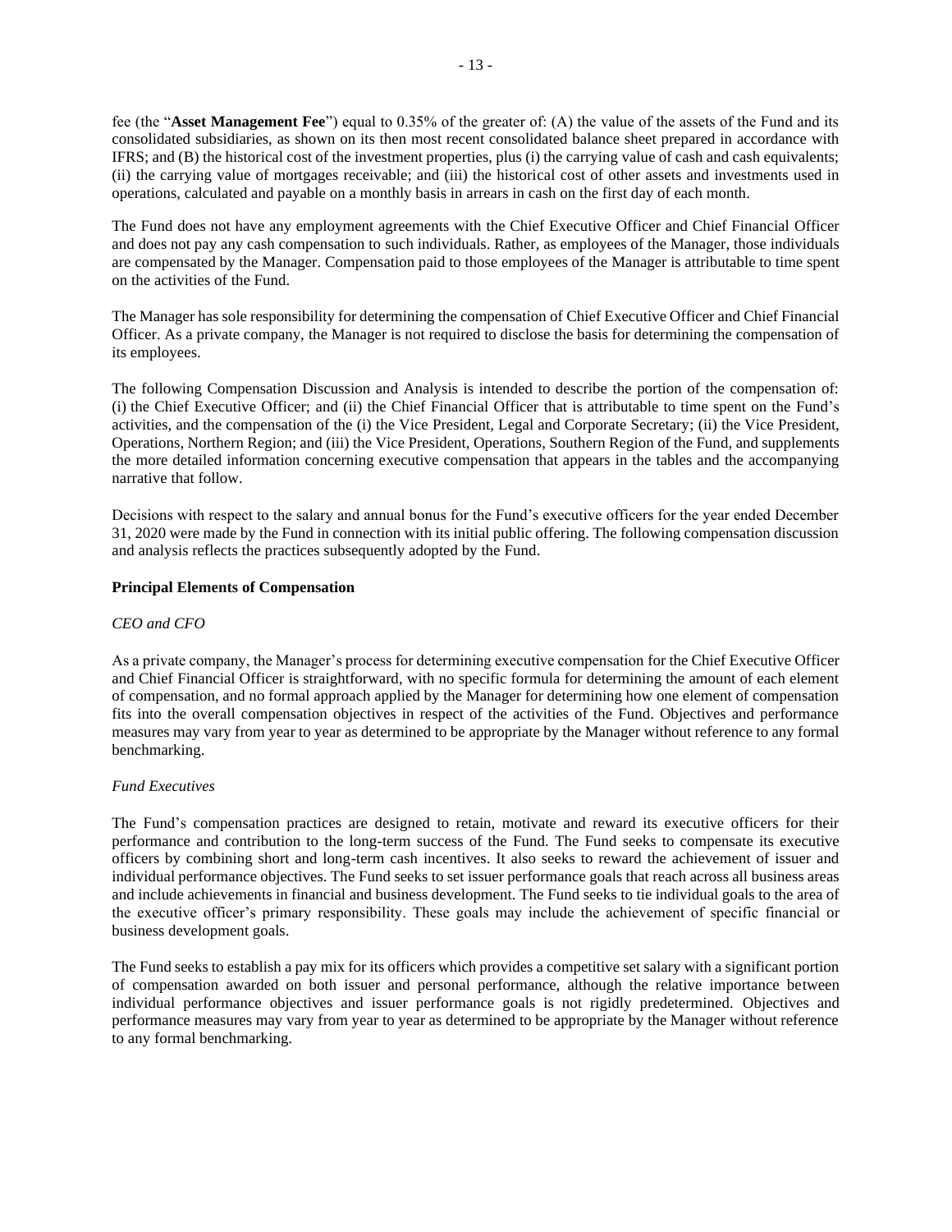fee (the "**Asset Management Fee**") equal to 0.35% of the greater of: (A) the value of the assets of the Fund and its consolidated subsidiaries, as shown on its then most recent consolidated balance sheet prepared in accordance with IFRS; and (B) the historical cost of the investment properties, plus (i) the carrying value of cash and cash equivalents; (ii) the carrying value of mortgages receivable; and (iii) the historical cost of other assets and investments used in operations, calculated and payable on a monthly basis in arrears in cash on the first day of each month.

The Fund does not have any employment agreements with the Chief Executive Officer and Chief Financial Officer and does not pay any cash compensation to such individuals. Rather, as employees of the Manager, those individuals are compensated by the Manager. Compensation paid to those employees of the Manager is attributable to time spent on the activities of the Fund.

The Manager has sole responsibility for determining the compensation of Chief Executive Officer and Chief Financial Officer. As a private company, the Manager is not required to disclose the basis for determining the compensation of its employees.

The following Compensation Discussion and Analysis is intended to describe the portion of the compensation of: (i) the Chief Executive Officer; and (ii) the Chief Financial Officer that is attributable to time spent on the Fund's activities, and the compensation of the (i) the Vice President, Legal and Corporate Secretary; (ii) the Vice President, Operations, Northern Region; and (iii) the Vice President, Operations, Southern Region of the Fund, and supplements the more detailed information concerning executive compensation that appears in the tables and the accompanying narrative that follow.

Decisions with respect to the salary and annual bonus for the Fund's executive officers for the year ended December 31, 2020 were made by the Fund in connection with its initial public offering. The following compensation discussion and analysis reflects the practices subsequently adopted by the Fund.

**Principal Elements of Compensation**

*CEO and CFO*

As a private company, the Manager's process for determining executive compensation for the Chief Executive Officer and Chief Financial Officer is straightforward, with no specific formula for determining the amount of each element of compensation, and no formal approach applied by the Manager for determining how one element of compensation fits into the overall compensation objectives in respect of the activities of the Fund. Objectives and performance measures may vary from year to year as determined to be appropriate by the Manager without reference to any formal benchmarking.

*Fund Executives*

The Fund's compensation practices are designed to retain, motivate and reward its executive officers for their performance and contribution to the long-term success of the Fund. The Fund seeks to compensate its executive officers by combining short and long-term cash incentives. It also seeks to reward the achievement of issuer and individual performance objectives. The Fund seeks to set issuer performance goals that reach across all business areas and include achievements in financial and business development. The Fund seeks to tie individual goals to the area of the executive officer's primary responsibility. These goals may include the achievement of specific financial or business development goals.

The Fund seeks to establish a pay mix for its officers which provides a competitive set salary with a significant portion of compensation awarded on both issuer and personal performance, although the relative importance between individual performance objectives and issuer performance goals is not rigidly predetermined. Objectives and performance measures may vary from year to year as determined to be appropriate by the Manager without reference to any formal benchmarking.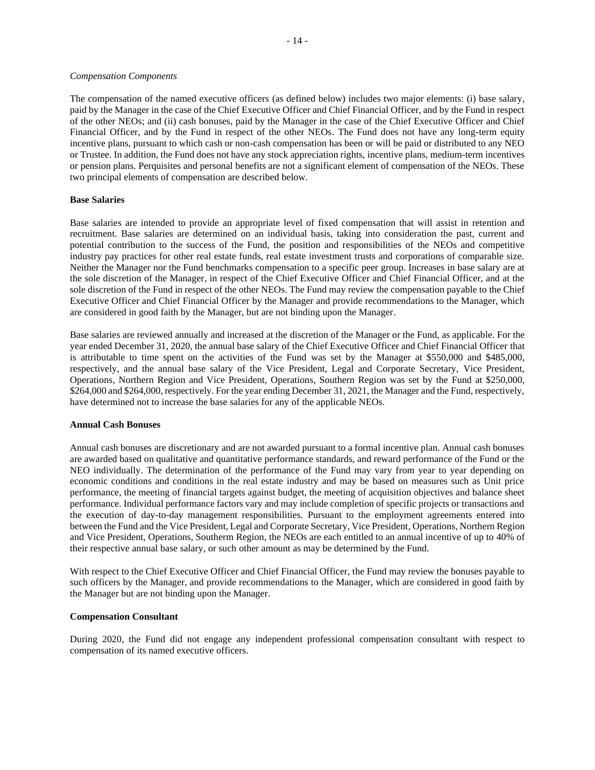*Compensation Components*

The compensation of the named executive officers (as defined below) includes two major elements: (i) base salary, paid by the Manager in the case of the Chief Executive Officer and Chief Financial Officer, and by the Fund in respect of the other NEOs; and (ii) cash bonuses, paid by the Manager in the case of the Chief Executive Officer and Chief Financial Officer, and by the Fund in respect of the other NEOs. The Fund does not have any long-term equity incentive plans, pursuant to which cash or non-cash compensation has been or will be paid or distributed to any NEO or Trustee. In addition, the Fund does not have any stock appreciation rights, incentive plans, medium-term incentives or pension plans. Perquisites and personal benefits are not a significant element of compensation of the NEOs. These two principal elements of compensation are described below.

**Base Salaries**

Base salaries are intended to provide an appropriate level of fixed compensation that will assist in retention and recruitment. Base salaries are determined on an individual basis, taking into consideration the past, current and potential contribution to the success of the Fund, the position and responsibilities of the NEOs and competitive industry pay practices for other real estate funds, real estate investment trusts and corporations of comparable size. Neither the Manager nor the Fund benchmarks compensation to a specific peer group. Increases in base salary are at the sole discretion of the Manager, in respect of the Chief Executive Officer and Chief Financial Officer, and at the sole discretion of the Fund in respect of the other NEOs. The Fund may review the compensation payable to the Chief Executive Officer and Chief Financial Officer by the Manager and provide recommendations to the Manager, which are considered in good faith by the Manager, but are not binding upon the Manager.

Base salaries are reviewed annually and increased at the discretion of the Manager or the Fund, as applicable. For the year ended December 31, 2020, the annual base salary of the Chief Executive Officer and Chief Financial Officer that is attributable to time spent on the activities of the Fund was set by the Manager at $550,000 and $485,000, respectively, and the annual base salary of the Vice President, Legal and Corporate Secretary, Vice President, Operations, Northern Region and Vice President, Operations, Southern Region was set by the Fund at $250,000, $264,000 and $264,000, respectively. For the year ending December 31, 2021, the Manager and the Fund, respectively, have determined not to increase the base salaries for any of the applicable NEOs.

**Annual Cash Bonuses**

Annual cash bonuses are discretionary and are not awarded pursuant to a formal incentive plan. Annual cash bonuses are awarded based on qualitative and quantitative performance standards, and reward performance of the Fund or the NEO individually. The determination of the performance of the Fund may vary from year to year depending on economic conditions and conditions in the real estate industry and may be based on measures such as Unit price performance, the meeting of financial targets against budget, the meeting of acquisition objectives and balance sheet performance. Individual performance factors vary and may include completion of specific projects or transactions and the execution of day-to-day management responsibilities. Pursuant to the employment agreements entered into between the Fund and the Vice President, Legal and Corporate Secretary, Vice President, Operations, Northern Region and Vice President, Operations, Southerm Region, the NEOs are each entitled to an annual incentive of up to 40% of their respective annual base salary, or such other amount as may be determined by the Fund.

With respect to the Chief Executive Officer and Chief Financial Officer, the Fund may review the bonuses payable to such officers by the Manager, and provide recommendations to the Manager, which are considered in good faith by the Manager but are not binding upon the Manager.

**Compensation Consultant**

During 2020, the Fund did not engage any independent professional compensation consultant with respect to compensation of its named executive officers.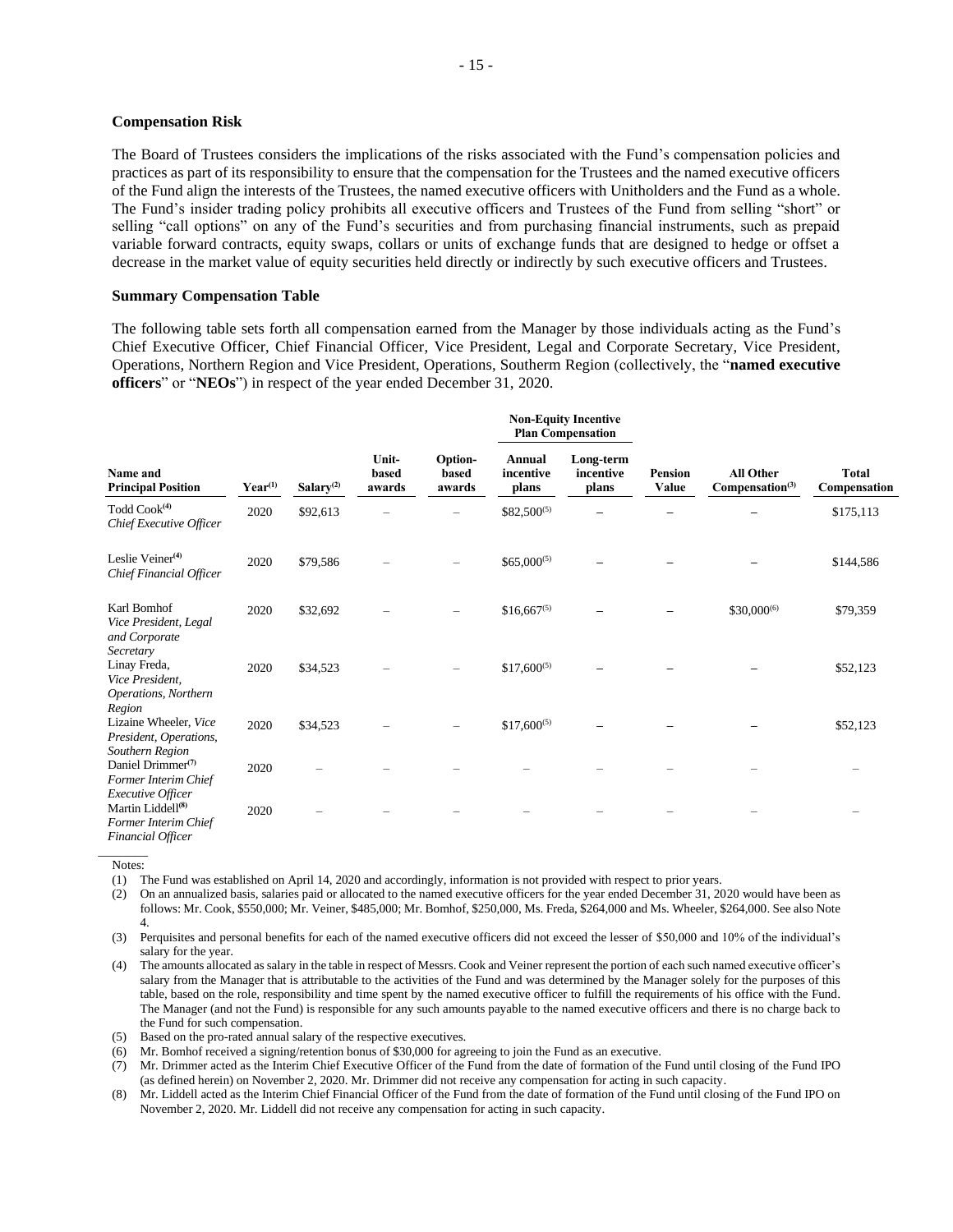### Compensation Risk

The Board of Trustees considers the implications of the risks associated with the Fund's compensation policies and practices as part of its responsibility to ensure that the compensation for the Trustees and the named executive officers of the Fund align the interests of the Trustees, the named executive officers with Unitholders and the Fund as a whole. The Fund's insider trading policy prohibits all executive officers and Trustees of the Fund from selling "short" or selling "call options" on any of the Fund's securities and from purchasing financial instruments, such as prepaid variable forward contracts, equity swaps, collars or units of exchange funds that are designed to hedge or offset a decrease in the market value of equity securities held directly or indirectly by such executive officers and Trustees.

### Summary Compensation Table

The following table sets forth all compensation earned from the Manager by those individuals acting as the Fund's Chief Executive Officer, Chief Financial Officer, Vice President, Legal and Corporate Secretary, Vice President, Operations, Northern Region and Vice President, Operations, Southerm Region (collectively, the "**named executive officers**" or "**NEOs**") in respect of the year ended December 31, 2020.

| Name and Principal Position | Year[(1)] | Salary[(2)] | Unit-based awards | Option-based awards | Non-Equity Incentive Plan Compensation: Annual incentive plans | Non-Equity Incentive Plan Compensation: Long-term incentive plans | Pension Value | All Other Compensation[(3)] | Total Compensation |
|---|---|---|---|---|---|---|---|---|---|
| Todd Cook[(4)] *Chief Executive Officer* | 2020 | $92,613 | – | – | $82,500[(5)] | – | – | – | $175,113 |
| Leslie Veiner[(4)] *Chief Financial Officer* | 2020 | $79,586 | – | – | $65,000[(5)] | – | – | – | $144,586 |
| Karl Bomhof *Vice President, Legal and Corporate Secretary* | 2020 | $32,692 | – | – | $16,667[(5)] | – | – | $30,000[(6)] | $79,359 |
| Linay Freda, *Vice President, Operations, Northern Region* | 2020 | $34,523 | – | – | $17,600[(5)] | – | – | – | $52,123 |
| Lizaine Wheeler, *Vice President, Operations, Southern Region* | 2020 | $34,523 | – | – | $17,600[(5)] | – | – | – | $52,123 |
| Daniel Drimmer[(7)] *Former Interim Chief Executive Officer* | 2020 | – | – | – | – | – | – | – | – |
| Martin Liddell[(8)] *Former Interim Chief Financial Officer* | 2020 | – | – | – | – | – | – | – | – |

Notes:

(1) The Fund was established on April 14, 2020 and accordingly, information is not provided with respect to prior years.

(2) On an annualized basis, salaries paid or allocated to the named executive officers for the year ended December 31, 2020 would have been as follows: Mr. Cook, $550,000; Mr. Veiner, $485,000; Mr. Bomhof, $250,000, Ms. Freda, $264,000 and Ms. Wheeler, $264,000. See also Note 4.

(3) Perquisites and personal benefits for each of the named executive officers did not exceed the lesser of $50,000 and 10% of the individual's salary for the year.

(4) The amounts allocated as salary in the table in respect of Messrs. Cook and Veiner represent the portion of each such named executive officer's salary from the Manager that is attributable to the activities of the Fund and was determined by the Manager solely for the purposes of this table, based on the role, responsibility and time spent by the named executive officer to fulfill the requirements of his office with the Fund. The Manager (and not the Fund) is responsible for any such amounts payable to the named executive officers and there is no charge back to the Fund for such compensation.

(5) Based on the pro-rated annual salary of the respective executives.

(6) Mr. Bomhof received a signing/retention bonus of $30,000 for agreeing to join the Fund as an executive.

(7) Mr. Drimmer acted as the Interim Chief Executive Officer of the Fund from the date of formation of the Fund until closing of the Fund IPO (as defined herein) on November 2, 2020. Mr. Drimmer did not receive any compensation for acting in such capacity.

(8) Mr. Liddell acted as the Interim Chief Financial Officer of the Fund from the date of formation of the Fund until closing of the Fund IPO on November 2, 2020. Mr. Liddell did not receive any compensation for acting in such capacity.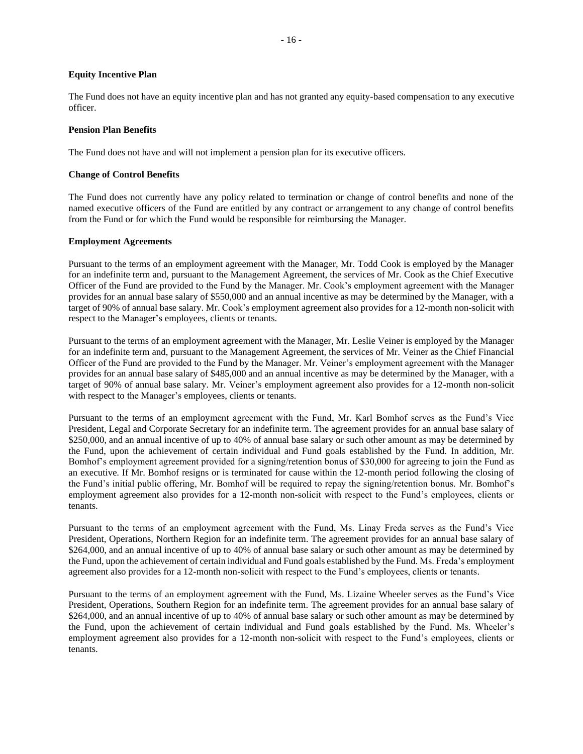### Equity Incentive Plan

The Fund does not have an equity incentive plan and has not granted any equity-based compensation to any executive officer.

### Pension Plan Benefits

The Fund does not have and will not implement a pension plan for its executive officers.

### Change of Control Benefits

The Fund does not currently have any policy related to termination or change of control benefits and none of the named executive officers of the Fund are entitled by any contract or arrangement to any change of control benefits from the Fund or for which the Fund would be responsible for reimbursing the Manager.

### Employment Agreements

Pursuant to the terms of an employment agreement with the Manager, Mr. Todd Cook is employed by the Manager for an indefinite term and, pursuant to the Management Agreement, the services of Mr. Cook as the Chief Executive Officer of the Fund are provided to the Fund by the Manager. Mr. Cook's employment agreement with the Manager provides for an annual base salary of $550,000 and an annual incentive as may be determined by the Manager, with a target of 90% of annual base salary. Mr. Cook's employment agreement also provides for a 12-month non-solicit with respect to the Manager's employees, clients or tenants.

Pursuant to the terms of an employment agreement with the Manager, Mr. Leslie Veiner is employed by the Manager for an indefinite term and, pursuant to the Management Agreement, the services of Mr. Veiner as the Chief Financial Officer of the Fund are provided to the Fund by the Manager. Mr. Veiner's employment agreement with the Manager provides for an annual base salary of $485,000 and an annual incentive as may be determined by the Manager, with a target of 90% of annual base salary. Mr. Veiner's employment agreement also provides for a 12-month non-solicit with respect to the Manager's employees, clients or tenants.

Pursuant to the terms of an employment agreement with the Fund, Mr. Karl Bomhof serves as the Fund's Vice President, Legal and Corporate Secretary for an indefinite term. The agreement provides for an annual base salary of $250,000, and an annual incentive of up to 40% of annual base salary or such other amount as may be determined by the Fund, upon the achievement of certain individual and Fund goals established by the Fund. In addition, Mr. Bomhof's employment agreement provided for a signing/retention bonus of $30,000 for agreeing to join the Fund as an executive. If Mr. Bomhof resigns or is terminated for cause within the 12-month period following the closing of the Fund's initial public offering, Mr. Bomhof will be required to repay the signing/retention bonus. Mr. Bomhof's employment agreement also provides for a 12-month non-solicit with respect to the Fund's employees, clients or tenants.

Pursuant to the terms of an employment agreement with the Fund, Ms. Linay Freda serves as the Fund's Vice President, Operations, Northern Region for an indefinite term. The agreement provides for an annual base salary of $264,000, and an annual incentive of up to 40% of annual base salary or such other amount as may be determined by the Fund, upon the achievement of certain individual and Fund goals established by the Fund. Ms. Freda's employment agreement also provides for a 12-month non-solicit with respect to the Fund's employees, clients or tenants.

Pursuant to the terms of an employment agreement with the Fund, Ms. Lizaine Wheeler serves as the Fund's Vice President, Operations, Southern Region for an indefinite term. The agreement provides for an annual base salary of $264,000, and an annual incentive of up to 40% of annual base salary or such other amount as may be determined by the Fund, upon the achievement of certain individual and Fund goals established by the Fund. Ms. Wheeler's employment agreement also provides for a 12-month non-solicit with respect to the Fund's employees, clients or tenants.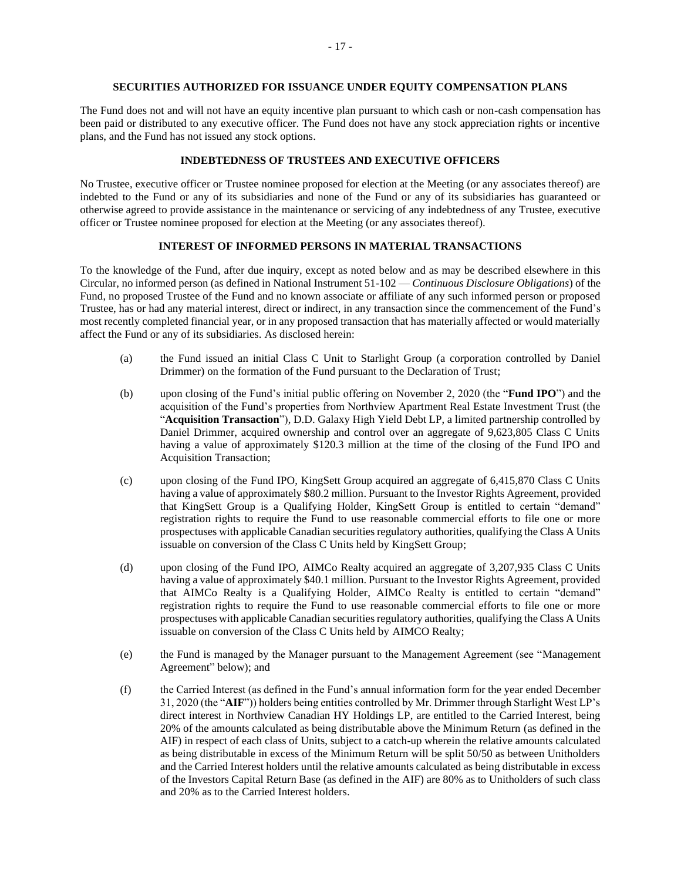## SECURITIES AUTHORIZED FOR ISSUANCE UNDER EQUITY COMPENSATION PLANS

The Fund does not and will not have an equity incentive plan pursuant to which cash or non-cash compensation has been paid or distributed to any executive officer. The Fund does not have any stock appreciation rights or incentive plans, and the Fund has not issued any stock options.

## INDEBTEDNESS OF TRUSTEES AND EXECUTIVE OFFICERS

No Trustee, executive officer or Trustee nominee proposed for election at the Meeting (or any associates thereof) are indebted to the Fund or any of its subsidiaries and none of the Fund or any of its subsidiaries has guaranteed or otherwise agreed to provide assistance in the maintenance or servicing of any indebtedness of any Trustee, executive officer or Trustee nominee proposed for election at the Meeting (or any associates thereof).

## INTEREST OF INFORMED PERSONS IN MATERIAL TRANSACTIONS

To the knowledge of the Fund, after due inquiry, except as noted below and as may be described elsewhere in this Circular, no informed person (as defined in National Instrument 51-102 — *Continuous Disclosure Obligations*) of the Fund, no proposed Trustee of the Fund and no known associate or affiliate of any such informed person or proposed Trustee, has or had any material interest, direct or indirect, in any transaction since the commencement of the Fund's most recently completed financial year, or in any proposed transaction that has materially affected or would materially affect the Fund or any of its subsidiaries. As disclosed herein:

(a) the Fund issued an initial Class C Unit to Starlight Group (a corporation controlled by Daniel Drimmer) on the formation of the Fund pursuant to the Declaration of Trust;

(b) upon closing of the Fund's initial public offering on November 2, 2020 (the "**Fund IPO**") and the acquisition of the Fund's properties from Northview Apartment Real Estate Investment Trust (the "**Acquisition Transaction**"), D.D. Galaxy High Yield Debt LP, a limited partnership controlled by Daniel Drimmer, acquired ownership and control over an aggregate of 9,623,805 Class C Units having a value of approximately $120.3 million at the time of the closing of the Fund IPO and Acquisition Transaction;

(c) upon closing of the Fund IPO, KingSett Group acquired an aggregate of 6,415,870 Class C Units having a value of approximately $80.2 million. Pursuant to the Investor Rights Agreement, provided that KingSett Group is a Qualifying Holder, KingSett Group is entitled to certain "demand" registration rights to require the Fund to use reasonable commercial efforts to file one or more prospectuses with applicable Canadian securities regulatory authorities, qualifying the Class A Units issuable on conversion of the Class C Units held by KingSett Group;

(d) upon closing of the Fund IPO, AIMCo Realty acquired an aggregate of 3,207,935 Class C Units having a value of approximately $40.1 million. Pursuant to the Investor Rights Agreement, provided that AIMCo Realty is a Qualifying Holder, AIMCo Realty is entitled to certain "demand" registration rights to require the Fund to use reasonable commercial efforts to file one or more prospectuses with applicable Canadian securities regulatory authorities, qualifying the Class A Units issuable on conversion of the Class C Units held by AIMCO Realty;

(e) the Fund is managed by the Manager pursuant to the Management Agreement (see "Management Agreement" below); and

(f) the Carried Interest (as defined in the Fund's annual information form for the year ended December 31, 2020 (the "**AIF**")) holders being entities controlled by Mr. Drimmer through Starlight West LP's direct interest in Northview Canadian HY Holdings LP, are entitled to the Carried Interest, being 20% of the amounts calculated as being distributable above the Minimum Return (as defined in the AIF) in respect of each class of Units, subject to a catch-up wherein the relative amounts calculated as being distributable in excess of the Minimum Return will be split 50/50 as between Unitholders and the Carried Interest holders until the relative amounts calculated as being distributable in excess of the Investors Capital Return Base (as defined in the AIF) are 80% as to Unitholders of such class and 20% as to the Carried Interest holders.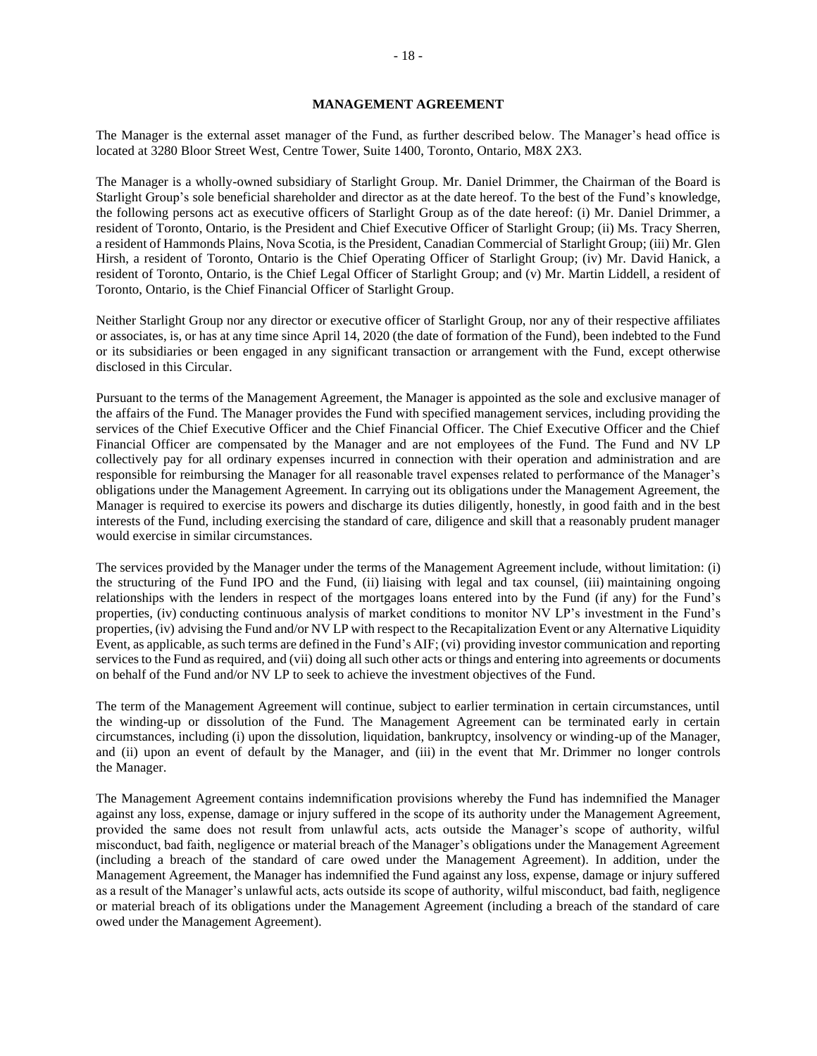## MANAGEMENT AGREEMENT

The Manager is the external asset manager of the Fund, as further described below. The Manager's head office is located at 3280 Bloor Street West, Centre Tower, Suite 1400, Toronto, Ontario, M8X 2X3.

The Manager is a wholly-owned subsidiary of Starlight Group. Mr. Daniel Drimmer, the Chairman of the Board is Starlight Group's sole beneficial shareholder and director as at the date hereof. To the best of the Fund's knowledge, the following persons act as executive officers of Starlight Group as of the date hereof: (i) Mr. Daniel Drimmer, a resident of Toronto, Ontario, is the President and Chief Executive Officer of Starlight Group; (ii) Ms. Tracy Sherren, a resident of Hammonds Plains, Nova Scotia, is the President, Canadian Commercial of Starlight Group; (iii) Mr. Glen Hirsh, a resident of Toronto, Ontario is the Chief Operating Officer of Starlight Group; (iv) Mr. David Hanick, a resident of Toronto, Ontario, is the Chief Legal Officer of Starlight Group; and (v) Mr. Martin Liddell, a resident of Toronto, Ontario, is the Chief Financial Officer of Starlight Group.

Neither Starlight Group nor any director or executive officer of Starlight Group, nor any of their respective affiliates or associates, is, or has at any time since April 14, 2020 (the date of formation of the Fund), been indebted to the Fund or its subsidiaries or been engaged in any significant transaction or arrangement with the Fund, except otherwise disclosed in this Circular.

Pursuant to the terms of the Management Agreement, the Manager is appointed as the sole and exclusive manager of the affairs of the Fund. The Manager provides the Fund with specified management services, including providing the services of the Chief Executive Officer and the Chief Financial Officer. The Chief Executive Officer and the Chief Financial Officer are compensated by the Manager and are not employees of the Fund. The Fund and NV LP collectively pay for all ordinary expenses incurred in connection with their operation and administration and are responsible for reimbursing the Manager for all reasonable travel expenses related to performance of the Manager's obligations under the Management Agreement. In carrying out its obligations under the Management Agreement, the Manager is required to exercise its powers and discharge its duties diligently, honestly, in good faith and in the best interests of the Fund, including exercising the standard of care, diligence and skill that a reasonably prudent manager would exercise in similar circumstances.

The services provided by the Manager under the terms of the Management Agreement include, without limitation: (i) the structuring of the Fund IPO and the Fund, (ii) liaising with legal and tax counsel, (iii) maintaining ongoing relationships with the lenders in respect of the mortgages loans entered into by the Fund (if any) for the Fund's properties, (iv) conducting continuous analysis of market conditions to monitor NV LP's investment in the Fund's properties, (iv) advising the Fund and/or NV LP with respect to the Recapitalization Event or any Alternative Liquidity Event, as applicable, as such terms are defined in the Fund's AIF; (vi) providing investor communication and reporting services to the Fund as required, and (vii) doing all such other acts or things and entering into agreements or documents on behalf of the Fund and/or NV LP to seek to achieve the investment objectives of the Fund.

The term of the Management Agreement will continue, subject to earlier termination in certain circumstances, until the winding-up or dissolution of the Fund. The Management Agreement can be terminated early in certain circumstances, including (i) upon the dissolution, liquidation, bankruptcy, insolvency or winding-up of the Manager, and (ii) upon an event of default by the Manager, and (iii) in the event that Mr. Drimmer no longer controls the Manager.

The Management Agreement contains indemnification provisions whereby the Fund has indemnified the Manager against any loss, expense, damage or injury suffered in the scope of its authority under the Management Agreement, provided the same does not result from unlawful acts, acts outside the Manager's scope of authority, wilful misconduct, bad faith, negligence or material breach of the Manager's obligations under the Management Agreement (including a breach of the standard of care owed under the Management Agreement). In addition, under the Management Agreement, the Manager has indemnified the Fund against any loss, expense, damage or injury suffered as a result of the Manager's unlawful acts, acts outside its scope of authority, wilful misconduct, bad faith, negligence or material breach of its obligations under the Management Agreement (including a breach of the standard of care owed under the Management Agreement).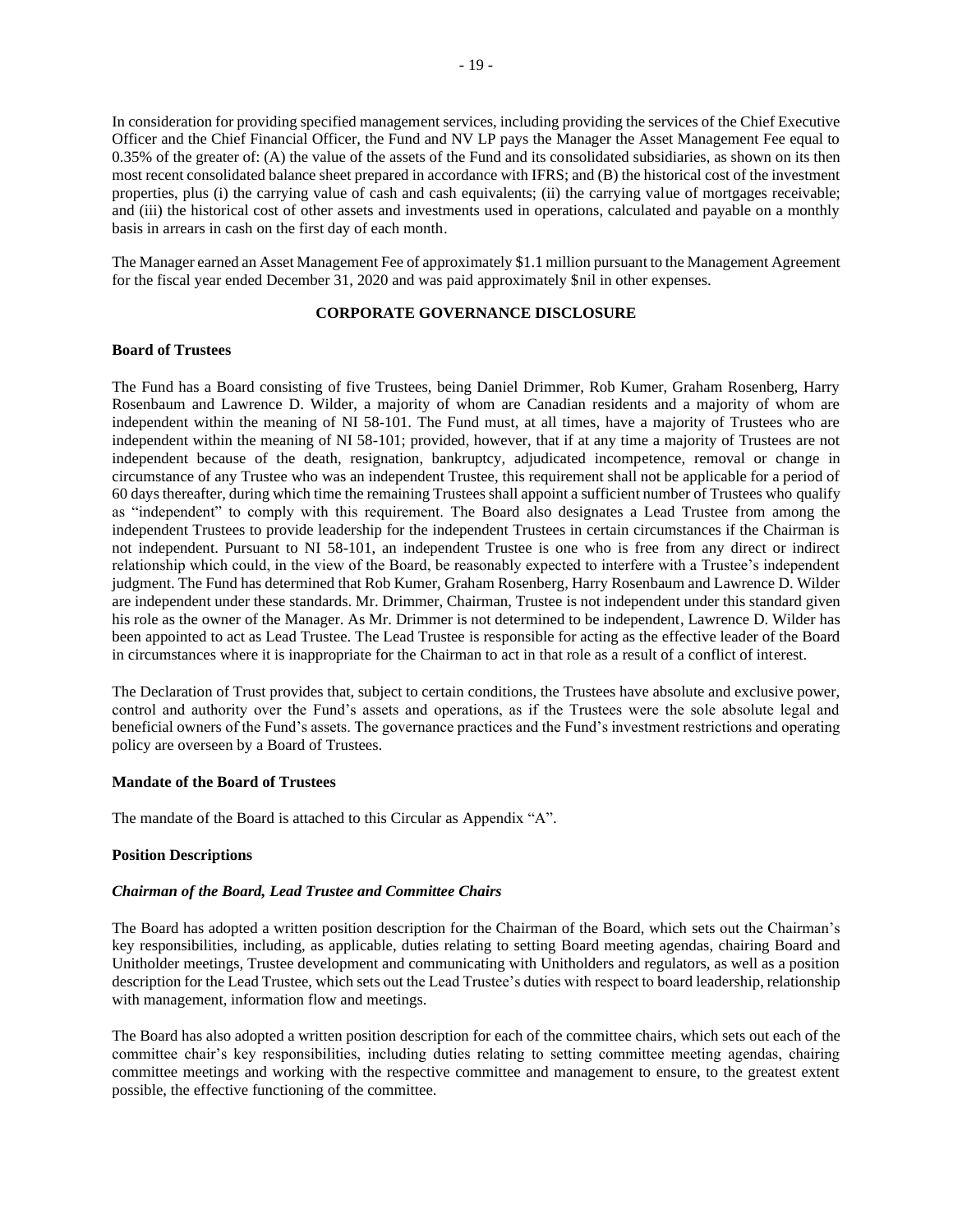In consideration for providing specified management services, including providing the services of the Chief Executive Officer and the Chief Financial Officer, the Fund and NV LP pays the Manager the Asset Management Fee equal to 0.35% of the greater of: (A) the value of the assets of the Fund and its consolidated subsidiaries, as shown on its then most recent consolidated balance sheet prepared in accordance with IFRS; and (B) the historical cost of the investment properties, plus (i) the carrying value of cash and cash equivalents; (ii) the carrying value of mortgages receivable; and (iii) the historical cost of other assets and investments used in operations, calculated and payable on a monthly basis in arrears in cash on the first day of each month.

The Manager earned an Asset Management Fee of approximately $1.1 million pursuant to the Management Agreement for the fiscal year ended December 31, 2020 and was paid approximately $nil in other expenses.

## CORPORATE GOVERNANCE DISCLOSURE

### Board of Trustees

The Fund has a Board consisting of five Trustees, being Daniel Drimmer, Rob Kumer, Graham Rosenberg, Harry Rosenbaum and Lawrence D. Wilder, a majority of whom are Canadian residents and a majority of whom are independent within the meaning of NI 58-101. The Fund must, at all times, have a majority of Trustees who are independent within the meaning of NI 58-101; provided, however, that if at any time a majority of Trustees are not independent because of the death, resignation, bankruptcy, adjudicated incompetence, removal or change in circumstance of any Trustee who was an independent Trustee, this requirement shall not be applicable for a period of 60 days thereafter, during which time the remaining Trustees shall appoint a sufficient number of Trustees who qualify as "independent" to comply with this requirement. The Board also designates a Lead Trustee from among the independent Trustees to provide leadership for the independent Trustees in certain circumstances if the Chairman is not independent. Pursuant to NI 58-101, an independent Trustee is one who is free from any direct or indirect relationship which could, in the view of the Board, be reasonably expected to interfere with a Trustee's independent judgment. The Fund has determined that Rob Kumer, Graham Rosenberg, Harry Rosenbaum and Lawrence D. Wilder are independent under these standards. Mr. Drimmer, Chairman, Trustee is not independent under this standard given his role as the owner of the Manager. As Mr. Drimmer is not determined to be independent, Lawrence D. Wilder has been appointed to act as Lead Trustee. The Lead Trustee is responsible for acting as the effective leader of the Board in circumstances where it is inappropriate for the Chairman to act in that role as a result of a conflict of interest.

The Declaration of Trust provides that, subject to certain conditions, the Trustees have absolute and exclusive power, control and authority over the Fund's assets and operations, as if the Trustees were the sole absolute legal and beneficial owners of the Fund's assets. The governance practices and the Fund's investment restrictions and operating policy are overseen by a Board of Trustees.

### Mandate of the Board of Trustees

The mandate of the Board is attached to this Circular as Appendix "A".

### Position Descriptions

#### *Chairman of the Board, Lead Trustee and Committee Chairs*

The Board has adopted a written position description for the Chairman of the Board, which sets out the Chairman's key responsibilities, including, as applicable, duties relating to setting Board meeting agendas, chairing Board and Unitholder meetings, Trustee development and communicating with Unitholders and regulators, as well as a position description for the Lead Trustee, which sets out the Lead Trustee's duties with respect to board leadership, relationship with management, information flow and meetings.

The Board has also adopted a written position description for each of the committee chairs, which sets out each of the committee chair's key responsibilities, including duties relating to setting committee meeting agendas, chairing committee meetings and working with the respective committee and management to ensure, to the greatest extent possible, the effective functioning of the committee.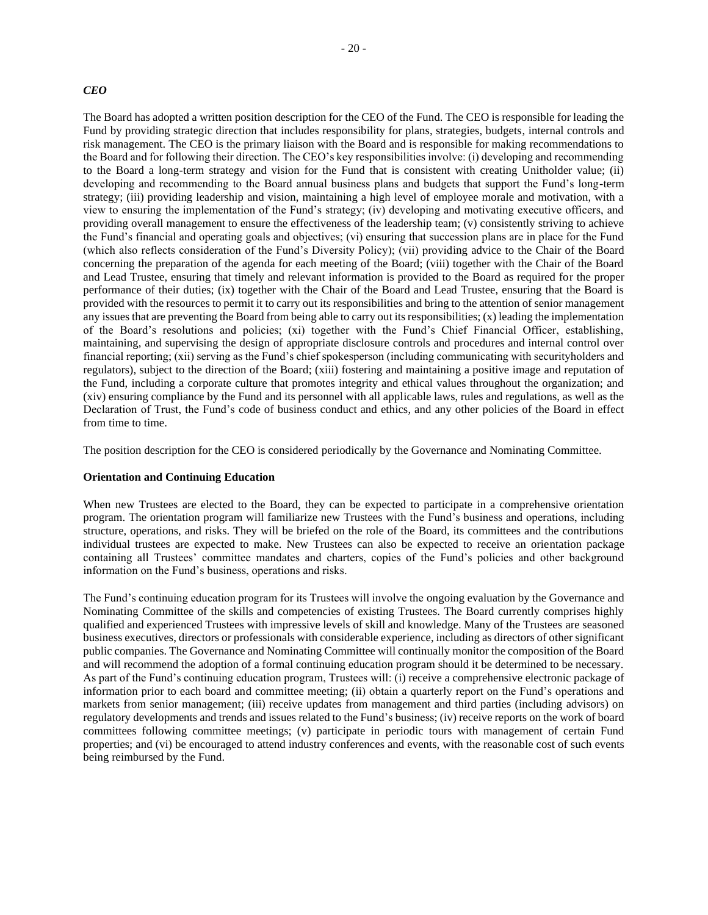### *CEO*

The Board has adopted a written position description for the CEO of the Fund. The CEO is responsible for leading the Fund by providing strategic direction that includes responsibility for plans, strategies, budgets, internal controls and risk management. The CEO is the primary liaison with the Board and is responsible for making recommendations to the Board and for following their direction. The CEO's key responsibilities involve: (i) developing and recommending to the Board a long-term strategy and vision for the Fund that is consistent with creating Unitholder value; (ii) developing and recommending to the Board annual business plans and budgets that support the Fund's long-term strategy; (iii) providing leadership and vision, maintaining a high level of employee morale and motivation, with a view to ensuring the implementation of the Fund's strategy; (iv) developing and motivating executive officers, and providing overall management to ensure the effectiveness of the leadership team; (v) consistently striving to achieve the Fund's financial and operating goals and objectives; (vi) ensuring that succession plans are in place for the Fund (which also reflects consideration of the Fund's Diversity Policy); (vii) providing advice to the Chair of the Board concerning the preparation of the agenda for each meeting of the Board; (viii) together with the Chair of the Board and Lead Trustee, ensuring that timely and relevant information is provided to the Board as required for the proper performance of their duties; (ix) together with the Chair of the Board and Lead Trustee, ensuring that the Board is provided with the resources to permit it to carry out its responsibilities and bring to the attention of senior management any issues that are preventing the Board from being able to carry out its responsibilities; (x) leading the implementation of the Board's resolutions and policies; (xi) together with the Fund's Chief Financial Officer, establishing, maintaining, and supervising the design of appropriate disclosure controls and procedures and internal control over financial reporting; (xii) serving as the Fund's chief spokesperson (including communicating with securityholders and regulators), subject to the direction of the Board; (xiii) fostering and maintaining a positive image and reputation of the Fund, including a corporate culture that promotes integrity and ethical values throughout the organization; and (xiv) ensuring compliance by the Fund and its personnel with all applicable laws, rules and regulations, as well as the Declaration of Trust, the Fund's code of business conduct and ethics, and any other policies of the Board in effect from time to time.

The position description for the CEO is considered periodically by the Governance and Nominating Committee.

### Orientation and Continuing Education

When new Trustees are elected to the Board, they can be expected to participate in a comprehensive orientation program. The orientation program will familiarize new Trustees with the Fund's business and operations, including structure, operations, and risks. They will be briefed on the role of the Board, its committees and the contributions individual trustees are expected to make. New Trustees can also be expected to receive an orientation package containing all Trustees' committee mandates and charters, copies of the Fund's policies and other background information on the Fund's business, operations and risks.

The Fund's continuing education program for its Trustees will involve the ongoing evaluation by the Governance and Nominating Committee of the skills and competencies of existing Trustees. The Board currently comprises highly qualified and experienced Trustees with impressive levels of skill and knowledge. Many of the Trustees are seasoned business executives, directors or professionals with considerable experience, including as directors of other significant public companies. The Governance and Nominating Committee will continually monitor the composition of the Board and will recommend the adoption of a formal continuing education program should it be determined to be necessary. As part of the Fund's continuing education program, Trustees will: (i) receive a comprehensive electronic package of information prior to each board and committee meeting; (ii) obtain a quarterly report on the Fund's operations and markets from senior management; (iii) receive updates from management and third parties (including advisors) on regulatory developments and trends and issues related to the Fund's business; (iv) receive reports on the work of board committees following committee meetings; (v) participate in periodic tours with management of certain Fund properties; and (vi) be encouraged to attend industry conferences and events, with the reasonable cost of such events being reimbursed by the Fund.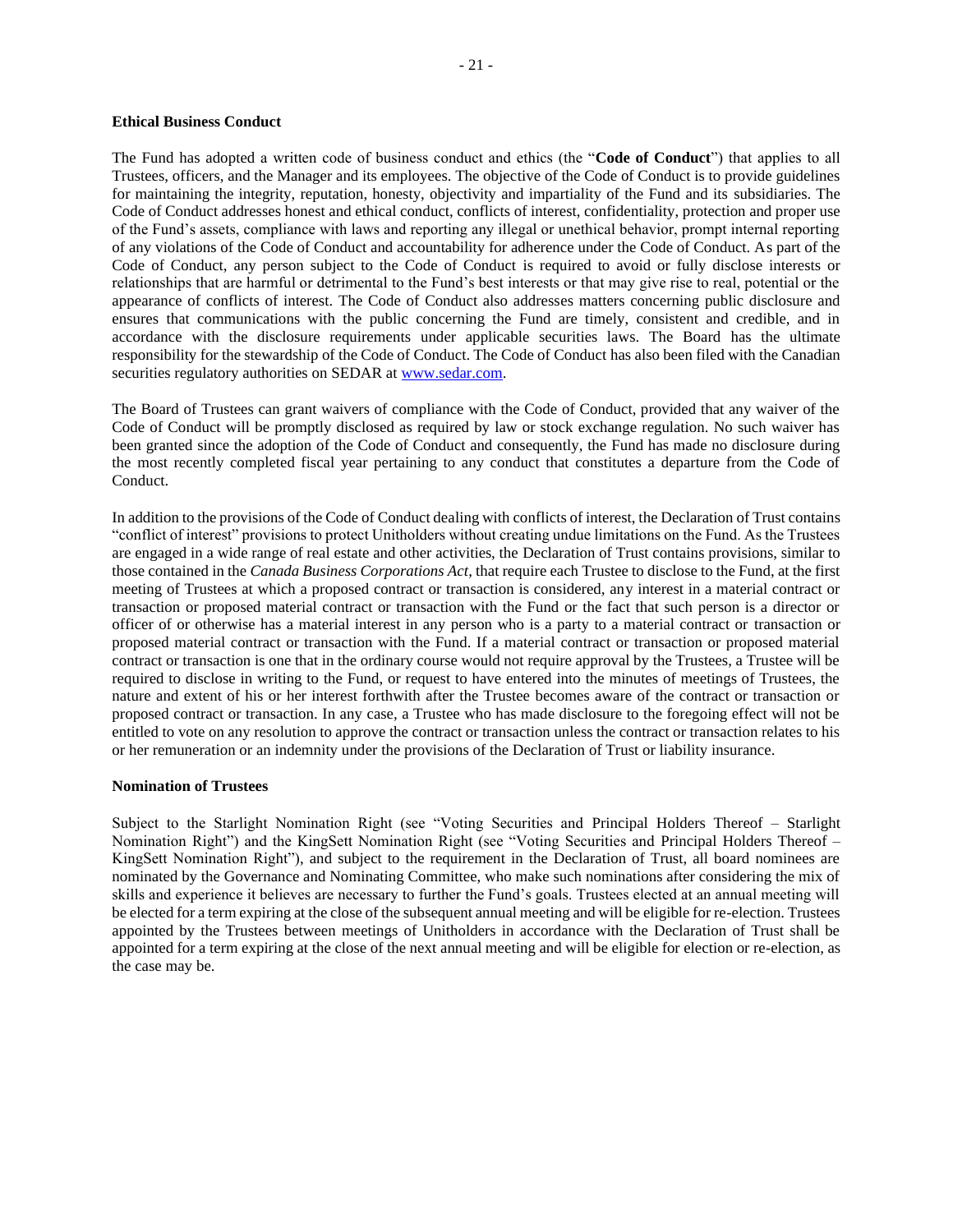**Ethical Business Conduct**

The Fund has adopted a written code of business conduct and ethics (the "**Code of Conduct**") that applies to all Trustees, officers, and the Manager and its employees. The objective of the Code of Conduct is to provide guidelines for maintaining the integrity, reputation, honesty, objectivity and impartiality of the Fund and its subsidiaries. The Code of Conduct addresses honest and ethical conduct, conflicts of interest, confidentiality, protection and proper use of the Fund's assets, compliance with laws and reporting any illegal or unethical behavior, prompt internal reporting of any violations of the Code of Conduct and accountability for adherence under the Code of Conduct. As part of the Code of Conduct, any person subject to the Code of Conduct is required to avoid or fully disclose interests or relationships that are harmful or detrimental to the Fund's best interests or that may give rise to real, potential or the appearance of conflicts of interest. The Code of Conduct also addresses matters concerning public disclosure and ensures that communications with the public concerning the Fund are timely, consistent and credible, and in accordance with the disclosure requirements under applicable securities laws. The Board has the ultimate responsibility for the stewardship of the Code of Conduct. The Code of Conduct has also been filed with the Canadian securities regulatory authorities on SEDAR at [www.sedar.com](http://www.sedar.com).

The Board of Trustees can grant waivers of compliance with the Code of Conduct, provided that any waiver of the Code of Conduct will be promptly disclosed as required by law or stock exchange regulation. No such waiver has been granted since the adoption of the Code of Conduct and consequently, the Fund has made no disclosure during the most recently completed fiscal year pertaining to any conduct that constitutes a departure from the Code of Conduct.

In addition to the provisions of the Code of Conduct dealing with conflicts of interest, the Declaration of Trust contains "conflict of interest" provisions to protect Unitholders without creating undue limitations on the Fund. As the Trustees are engaged in a wide range of real estate and other activities, the Declaration of Trust contains provisions, similar to those contained in the *Canada Business Corporations Act*, that require each Trustee to disclose to the Fund, at the first meeting of Trustees at which a proposed contract or transaction is considered, any interest in a material contract or transaction or proposed material contract or transaction with the Fund or the fact that such person is a director or officer of or otherwise has a material interest in any person who is a party to a material contract or transaction or proposed material contract or transaction with the Fund. If a material contract or transaction or proposed material contract or transaction is one that in the ordinary course would not require approval by the Trustees, a Trustee will be required to disclose in writing to the Fund, or request to have entered into the minutes of meetings of Trustees, the nature and extent of his or her interest forthwith after the Trustee becomes aware of the contract or transaction or proposed contract or transaction. In any case, a Trustee who has made disclosure to the foregoing effect will not be entitled to vote on any resolution to approve the contract or transaction unless the contract or transaction relates to his or her remuneration or an indemnity under the provisions of the Declaration of Trust or liability insurance.

**Nomination of Trustees**

Subject to the Starlight Nomination Right (see "Voting Securities and Principal Holders Thereof – Starlight Nomination Right") and the KingSett Nomination Right (see "Voting Securities and Principal Holders Thereof – KingSett Nomination Right"), and subject to the requirement in the Declaration of Trust, all board nominees are nominated by the Governance and Nominating Committee, who make such nominations after considering the mix of skills and experience it believes are necessary to further the Fund's goals. Trustees elected at an annual meeting will be elected for a term expiring at the close of the subsequent annual meeting and will be eligible for re-election. Trustees appointed by the Trustees between meetings of Unitholders in accordance with the Declaration of Trust shall be appointed for a term expiring at the close of the next annual meeting and will be eligible for election or re-election, as the case may be.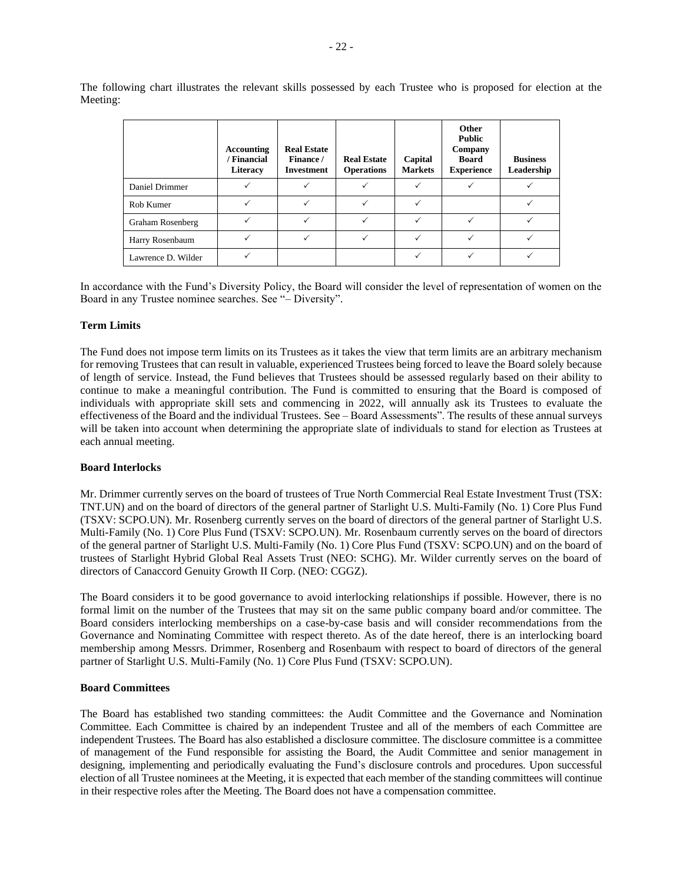The following chart illustrates the relevant skills possessed by each Trustee who is proposed for election at the Meeting:

| | Accounting / Financial Literacy | Real Estate Finance / Investment | Real Estate Operations | Capital Markets | Other Public Company Board Experience | Business Leadership |
|---|---|---|---|---|---|---|
| Daniel Drimmer | ✓ | ✓ | ✓ | ✓ | ✓ | ✓ |
| Rob Kumer | ✓ | ✓ | ✓ | ✓ | | ✓ |
| Graham Rosenberg | ✓ | ✓ | ✓ | ✓ | ✓ | ✓ |
| Harry Rosenbaum | ✓ | ✓ | ✓ | ✓ | ✓ | ✓ |
| Lawrence D. Wilder | ✓ | | | ✓ | ✓ | ✓ |

In accordance with the Fund's Diversity Policy, the Board will consider the level of representation of women on the Board in any Trustee nominee searches. See "– Diversity".

**Term Limits**

The Fund does not impose term limits on its Trustees as it takes the view that term limits are an arbitrary mechanism for removing Trustees that can result in valuable, experienced Trustees being forced to leave the Board solely because of length of service. Instead, the Fund believes that Trustees should be assessed regularly based on their ability to continue to make a meaningful contribution. The Fund is committed to ensuring that the Board is composed of individuals with appropriate skill sets and commencing in 2022, will annually ask its Trustees to evaluate the effectiveness of the Board and the individual Trustees. See – Board Assessments". The results of these annual surveys will be taken into account when determining the appropriate slate of individuals to stand for election as Trustees at each annual meeting.

**Board Interlocks**

Mr. Drimmer currently serves on the board of trustees of True North Commercial Real Estate Investment Trust (TSX: TNT.UN) and on the board of directors of the general partner of Starlight U.S. Multi-Family (No. 1) Core Plus Fund (TSXV: SCPO.UN). Mr. Rosenberg currently serves on the board of directors of the general partner of Starlight U.S. Multi-Family (No. 1) Core Plus Fund (TSXV: SCPO.UN). Mr. Rosenbaum currently serves on the board of directors of the general partner of Starlight U.S. Multi-Family (No. 1) Core Plus Fund (TSXV: SCPO.UN) and on the board of trustees of Starlight Hybrid Global Real Assets Trust (NEO: SCHG). Mr. Wilder currently serves on the board of directors of Canaccord Genuity Growth II Corp. (NEO: CGGZ).

The Board considers it to be good governance to avoid interlocking relationships if possible. However, there is no formal limit on the number of the Trustees that may sit on the same public company board and/or committee. The Board considers interlocking memberships on a case-by-case basis and will consider recommendations from the Governance and Nominating Committee with respect thereto. As of the date hereof, there is an interlocking board membership among Messrs. Drimmer, Rosenberg and Rosenbaum with respect to board of directors of the general partner of Starlight U.S. Multi-Family (No. 1) Core Plus Fund (TSXV: SCPO.UN).

**Board Committees**

The Board has established two standing committees: the Audit Committee and the Governance and Nomination Committee. Each Committee is chaired by an independent Trustee and all of the members of each Committee are independent Trustees. The Board has also established a disclosure committee. The disclosure committee is a committee of management of the Fund responsible for assisting the Board, the Audit Committee and senior management in designing, implementing and periodically evaluating the Fund's disclosure controls and procedures. Upon successful election of all Trustee nominees at the Meeting, it is expected that each member of the standing committees will continue in their respective roles after the Meeting. The Board does not have a compensation committee.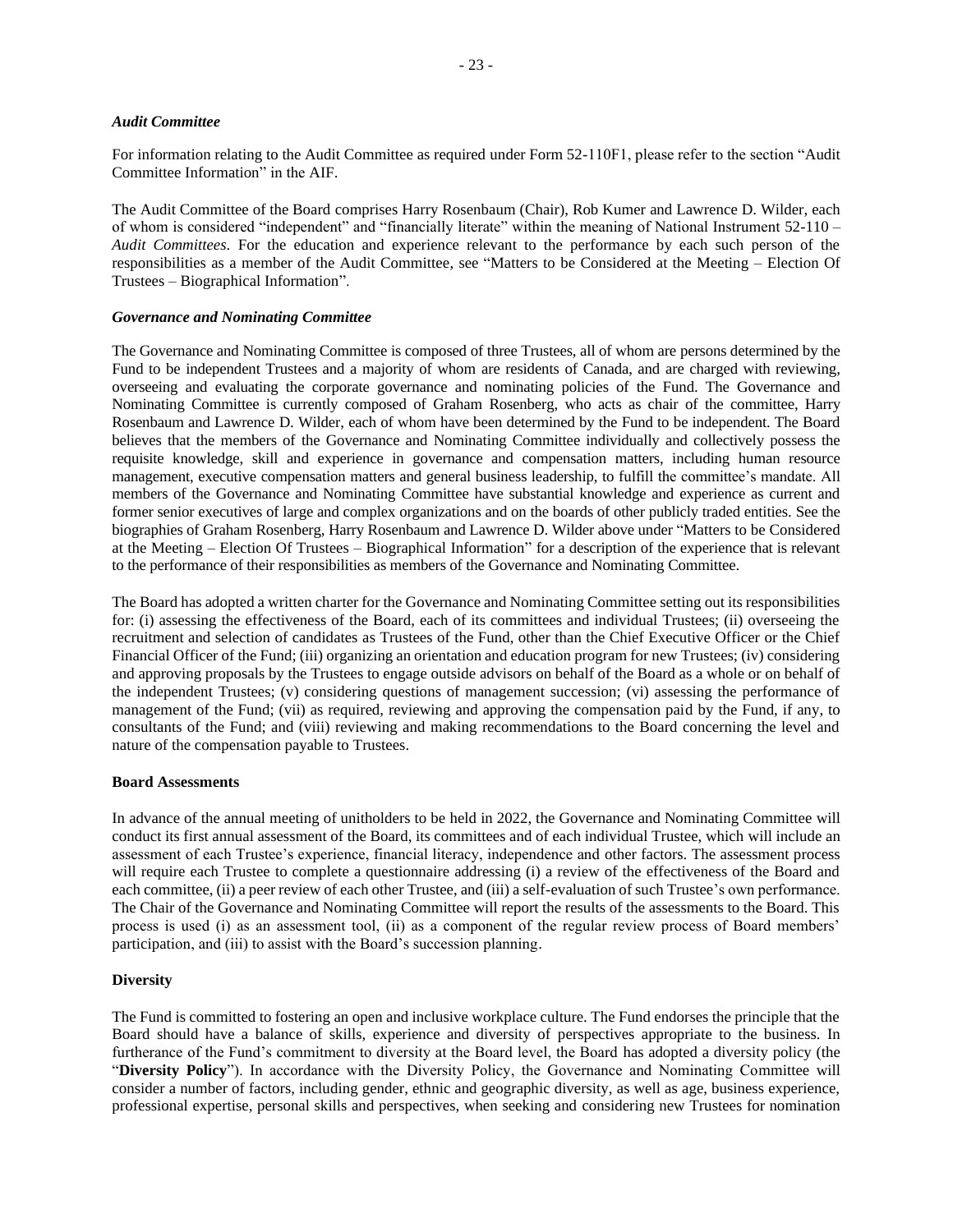### *Audit Committee*

For information relating to the Audit Committee as required under Form 52-110F1, please refer to the section "Audit Committee Information" in the AIF.

The Audit Committee of the Board comprises Harry Rosenbaum (Chair), Rob Kumer and Lawrence D. Wilder, each of whom is considered "independent" and "financially literate" within the meaning of National Instrument 52-110 – *Audit Committees*. For the education and experience relevant to the performance by each such person of the responsibilities as a member of the Audit Committee, see "Matters to be Considered at the Meeting – Election Of Trustees – Biographical Information".

### *Governance and Nominating Committee*

The Governance and Nominating Committee is composed of three Trustees, all of whom are persons determined by the Fund to be independent Trustees and a majority of whom are residents of Canada, and are charged with reviewing, overseeing and evaluating the corporate governance and nominating policies of the Fund. The Governance and Nominating Committee is currently composed of Graham Rosenberg, who acts as chair of the committee, Harry Rosenbaum and Lawrence D. Wilder, each of whom have been determined by the Fund to be independent. The Board believes that the members of the Governance and Nominating Committee individually and collectively possess the requisite knowledge, skill and experience in governance and compensation matters, including human resource management, executive compensation matters and general business leadership, to fulfill the committee's mandate. All members of the Governance and Nominating Committee have substantial knowledge and experience as current and former senior executives of large and complex organizations and on the boards of other publicly traded entities. See the biographies of Graham Rosenberg, Harry Rosenbaum and Lawrence D. Wilder above under "Matters to be Considered at the Meeting – Election Of Trustees – Biographical Information" for a description of the experience that is relevant to the performance of their responsibilities as members of the Governance and Nominating Committee.

The Board has adopted a written charter for the Governance and Nominating Committee setting out its responsibilities for: (i) assessing the effectiveness of the Board, each of its committees and individual Trustees; (ii) overseeing the recruitment and selection of candidates as Trustees of the Fund, other than the Chief Executive Officer or the Chief Financial Officer of the Fund; (iii) organizing an orientation and education program for new Trustees; (iv) considering and approving proposals by the Trustees to engage outside advisors on behalf of the Board as a whole or on behalf of the independent Trustees; (v) considering questions of management succession; (vi) assessing the performance of management of the Fund; (vii) as required, reviewing and approving the compensation paid by the Fund, if any, to consultants of the Fund; and (viii) reviewing and making recommendations to the Board concerning the level and nature of the compensation payable to Trustees.

### **Board Assessments**

In advance of the annual meeting of unitholders to be held in 2022, the Governance and Nominating Committee will conduct its first annual assessment of the Board, its committees and of each individual Trustee, which will include an assessment of each Trustee's experience, financial literacy, independence and other factors. The assessment process will require each Trustee to complete a questionnaire addressing (i) a review of the effectiveness of the Board and each committee, (ii) a peer review of each other Trustee, and (iii) a self-evaluation of such Trustee's own performance. The Chair of the Governance and Nominating Committee will report the results of the assessments to the Board. This process is used (i) as an assessment tool, (ii) as a component of the regular review process of Board members' participation, and (iii) to assist with the Board's succession planning.

### **Diversity**

The Fund is committed to fostering an open and inclusive workplace culture. The Fund endorses the principle that the Board should have a balance of skills, experience and diversity of perspectives appropriate to the business. In furtherance of the Fund's commitment to diversity at the Board level, the Board has adopted a diversity policy (the "**Diversity Policy**"). In accordance with the Diversity Policy, the Governance and Nominating Committee will consider a number of factors, including gender, ethnic and geographic diversity, as well as age, business experience, professional expertise, personal skills and perspectives, when seeking and considering new Trustees for nomination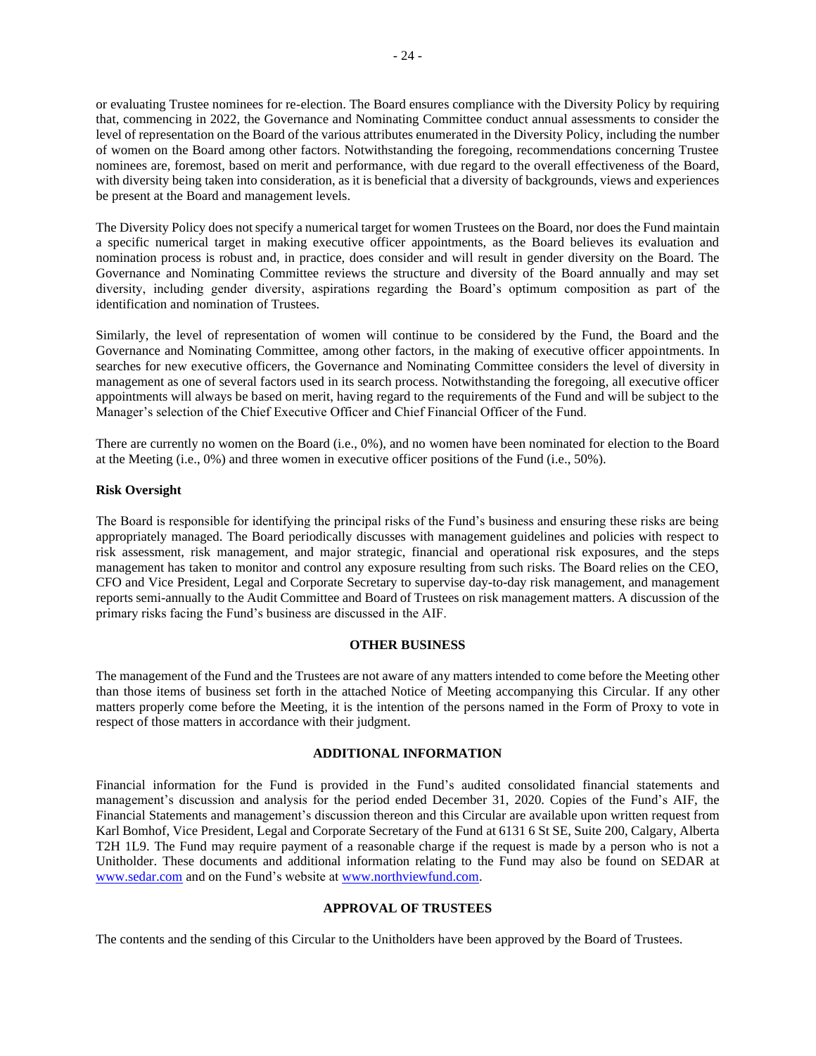or evaluating Trustee nominees for re-election. The Board ensures compliance with the Diversity Policy by requiring that, commencing in 2022, the Governance and Nominating Committee conduct annual assessments to consider the level of representation on the Board of the various attributes enumerated in the Diversity Policy, including the number of women on the Board among other factors. Notwithstanding the foregoing, recommendations concerning Trustee nominees are, foremost, based on merit and performance, with due regard to the overall effectiveness of the Board, with diversity being taken into consideration, as it is beneficial that a diversity of backgrounds, views and experiences be present at the Board and management levels.

The Diversity Policy does not specify a numerical target for women Trustees on the Board, nor does the Fund maintain a specific numerical target in making executive officer appointments, as the Board believes its evaluation and nomination process is robust and, in practice, does consider and will result in gender diversity on the Board. The Governance and Nominating Committee reviews the structure and diversity of the Board annually and may set diversity, including gender diversity, aspirations regarding the Board's optimum composition as part of the identification and nomination of Trustees.

Similarly, the level of representation of women will continue to be considered by the Fund, the Board and the Governance and Nominating Committee, among other factors, in the making of executive officer appointments. In searches for new executive officers, the Governance and Nominating Committee considers the level of diversity in management as one of several factors used in its search process. Notwithstanding the foregoing, all executive officer appointments will always be based on merit, having regard to the requirements of the Fund and will be subject to the Manager's selection of the Chief Executive Officer and Chief Financial Officer of the Fund.

There are currently no women on the Board (i.e., 0%), and no women have been nominated for election to the Board at the Meeting (i.e., 0%) and three women in executive officer positions of the Fund (i.e., 50%).

**Risk Oversight**

The Board is responsible for identifying the principal risks of the Fund's business and ensuring these risks are being appropriately managed. The Board periodically discusses with management guidelines and policies with respect to risk assessment, risk management, and major strategic, financial and operational risk exposures, and the steps management has taken to monitor and control any exposure resulting from such risks. The Board relies on the CEO, CFO and Vice President, Legal and Corporate Secretary to supervise day-to-day risk management, and management reports semi-annually to the Audit Committee and Board of Trustees on risk management matters. A discussion of the primary risks facing the Fund's business are discussed in the AIF.

## OTHER BUSINESS

The management of the Fund and the Trustees are not aware of any matters intended to come before the Meeting other than those items of business set forth in the attached Notice of Meeting accompanying this Circular. If any other matters properly come before the Meeting, it is the intention of the persons named in the Form of Proxy to vote in respect of those matters in accordance with their judgment.

## ADDITIONAL INFORMATION

Financial information for the Fund is provided in the Fund's audited consolidated financial statements and management's discussion and analysis for the period ended December 31, 2020. Copies of the Fund's AIF, the Financial Statements and management's discussion thereon and this Circular are available upon written request from Karl Bomhof, Vice President, Legal and Corporate Secretary of the Fund at 6131 6 St SE, Suite 200, Calgary, Alberta T2H 1L9. The Fund may require payment of a reasonable charge if the request is made by a person who is not a Unitholder. These documents and additional information relating to the Fund may also be found on SEDAR at www.sedar.com and on the Fund's website at www.northviewfund.com.

## APPROVAL OF TRUSTEES

The contents and the sending of this Circular to the Unitholders have been approved by the Board of Trustees.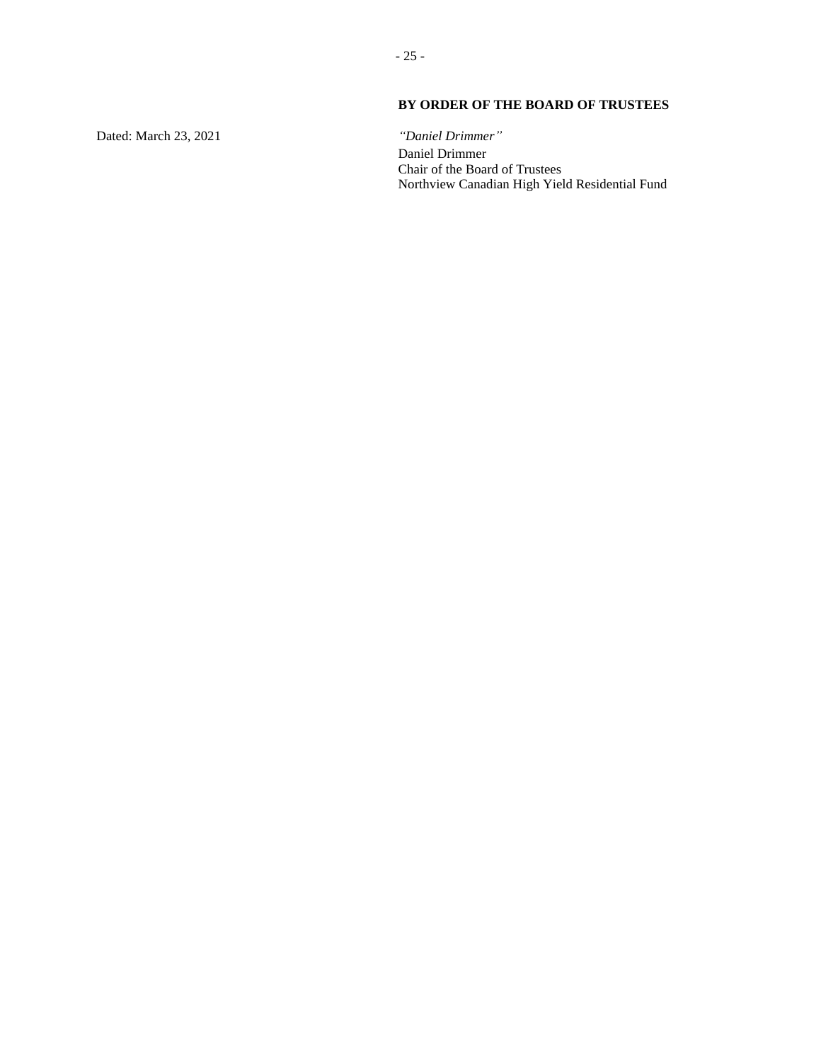**BY ORDER OF THE BOARD OF TRUSTEES**

Dated: March 23, 2021

*"Daniel Drimmer"*
Daniel Drimmer
Chair of the Board of Trustees
Northview Canadian High Yield Residential Fund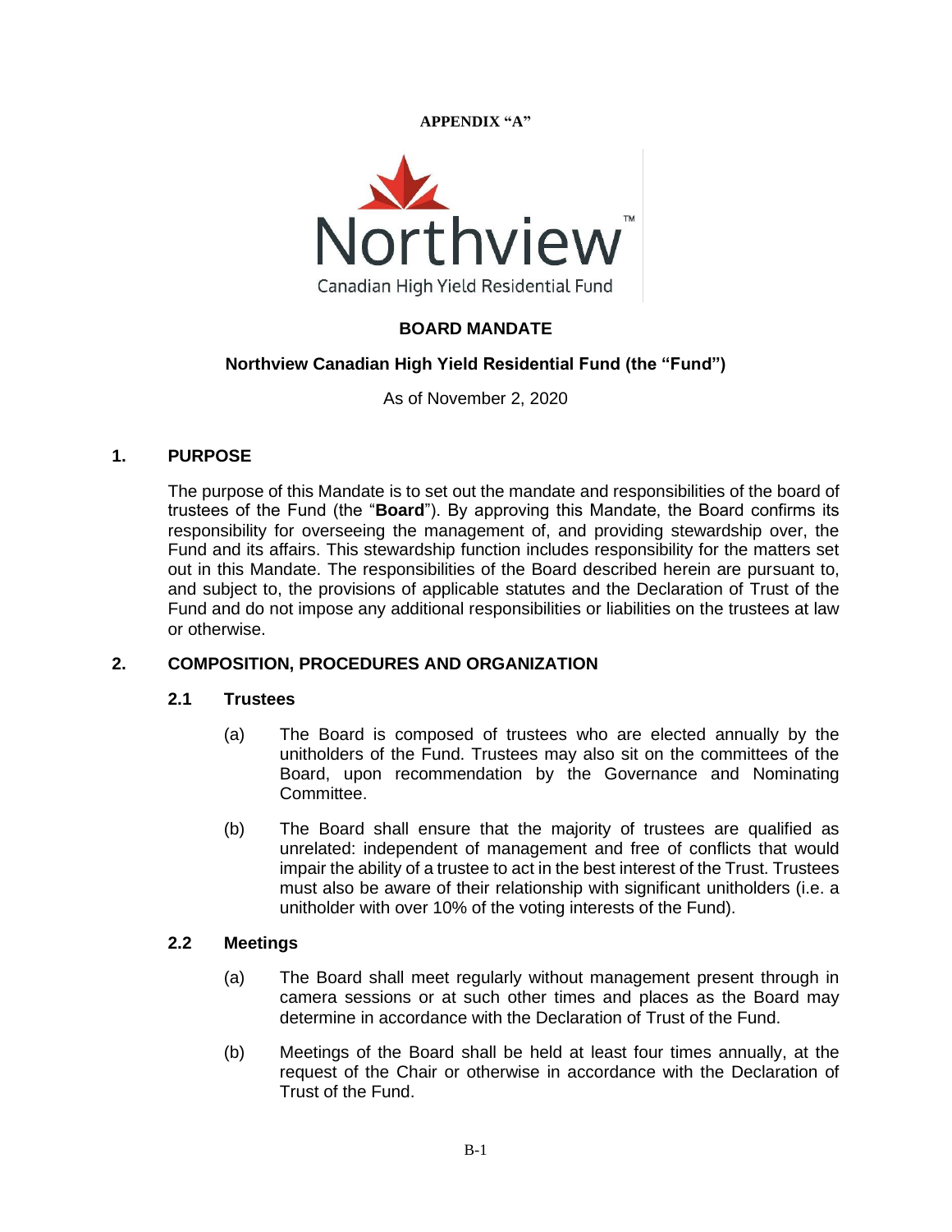**APPENDIX "A"**

Northview™
Canadian High Yield Residential Fund

# BOARD MANDATE

## Northview Canadian High Yield Residential Fund (the "Fund")

As of November 2, 2020

## 1. PURPOSE

The purpose of this Mandate is to set out the mandate and responsibilities of the board of trustees of the Fund (the "**Board**"). By approving this Mandate, the Board confirms its responsibility for overseeing the management of, and providing stewardship over, the Fund and its affairs. This stewardship function includes responsibility for the matters set out in this Mandate. The responsibilities of the Board described herein are pursuant to, and subject to, the provisions of applicable statutes and the Declaration of Trust of the Fund and do not impose any additional responsibilities or liabilities on the trustees at law or otherwise.

## 2. COMPOSITION, PROCEDURES AND ORGANIZATION

### 2.1 Trustees

(a) The Board is composed of trustees who are elected annually by the unitholders of the Fund. Trustees may also sit on the committees of the Board, upon recommendation by the Governance and Nominating Committee.

(b) The Board shall ensure that the majority of trustees are qualified as unrelated: independent of management and free of conflicts that would impair the ability of a trustee to act in the best interest of the Trust. Trustees must also be aware of their relationship with significant unitholders (i.e. a unitholder with over 10% of the voting interests of the Fund).

### 2.2 Meetings

(a) The Board shall meet regularly without management present through in camera sessions or at such other times and places as the Board may determine in accordance with the Declaration of Trust of the Fund.

(b) Meetings of the Board shall be held at least four times annually, at the request of the Chair or otherwise in accordance with the Declaration of Trust of the Fund.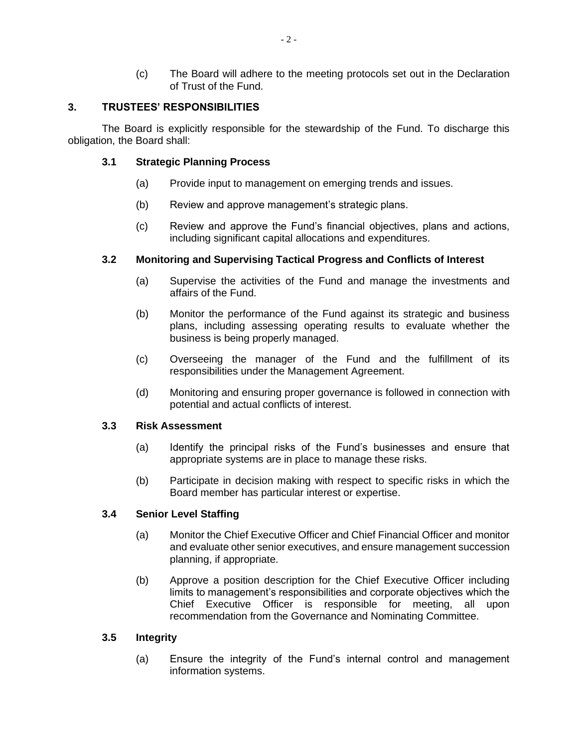(c) The Board will adhere to the meeting protocols set out in the Declaration of Trust of the Fund.

## 3. TRUSTEES' RESPONSIBILITIES

The Board is explicitly responsible for the stewardship of the Fund. To discharge this obligation, the Board shall:

### 3.1 Strategic Planning Process

(a) Provide input to management on emerging trends and issues.

(b) Review and approve management's strategic plans.

(c) Review and approve the Fund's financial objectives, plans and actions, including significant capital allocations and expenditures.

### 3.2 Monitoring and Supervising Tactical Progress and Conflicts of Interest

(a) Supervise the activities of the Fund and manage the investments and affairs of the Fund.

(b) Monitor the performance of the Fund against its strategic and business plans, including assessing operating results to evaluate whether the business is being properly managed.

(c) Overseeing the manager of the Fund and the fulfillment of its responsibilities under the Management Agreement.

(d) Monitoring and ensuring proper governance is followed in connection with potential and actual conflicts of interest.

### 3.3 Risk Assessment

(a) Identify the principal risks of the Fund's businesses and ensure that appropriate systems are in place to manage these risks.

(b) Participate in decision making with respect to specific risks in which the Board member has particular interest or expertise.

### 3.4 Senior Level Staffing

(a) Monitor the Chief Executive Officer and Chief Financial Officer and monitor and evaluate other senior executives, and ensure management succession planning, if appropriate.

(b) Approve a position description for the Chief Executive Officer including limits to management's responsibilities and corporate objectives which the Chief Executive Officer is responsible for meeting, all upon recommendation from the Governance and Nominating Committee.

### 3.5 Integrity

(a) Ensure the integrity of the Fund's internal control and management information systems.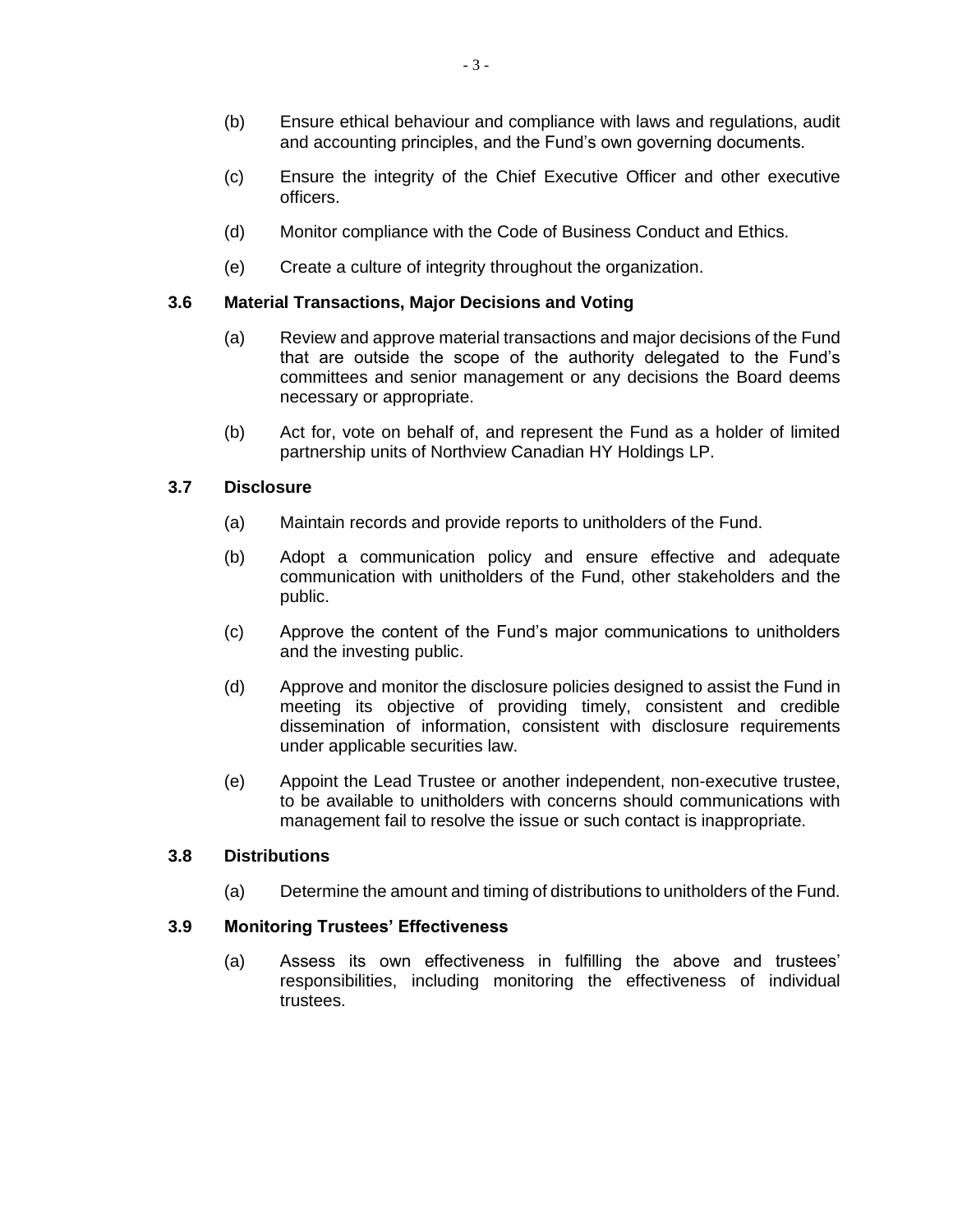(b) Ensure ethical behaviour and compliance with laws and regulations, audit and accounting principles, and the Fund's own governing documents.

(c) Ensure the integrity of the Chief Executive Officer and other executive officers.

(d) Monitor compliance with the Code of Business Conduct and Ethics.

(e) Create a culture of integrity throughout the organization.

### 3.6 Material Transactions, Major Decisions and Voting

(a) Review and approve material transactions and major decisions of the Fund that are outside the scope of the authority delegated to the Fund's committees and senior management or any decisions the Board deems necessary or appropriate.

(b) Act for, vote on behalf of, and represent the Fund as a holder of limited partnership units of Northview Canadian HY Holdings LP.

### 3.7 Disclosure

(a) Maintain records and provide reports to unitholders of the Fund.

(b) Adopt a communication policy and ensure effective and adequate communication with unitholders of the Fund, other stakeholders and the public.

(c) Approve the content of the Fund's major communications to unitholders and the investing public.

(d) Approve and monitor the disclosure policies designed to assist the Fund in meeting its objective of providing timely, consistent and credible dissemination of information, consistent with disclosure requirements under applicable securities law.

(e) Appoint the Lead Trustee or another independent, non-executive trustee, to be available to unitholders with concerns should communications with management fail to resolve the issue or such contact is inappropriate.

### 3.8 Distributions

(a) Determine the amount and timing of distributions to unitholders of the Fund.

### 3.9 Monitoring Trustees' Effectiveness

(a) Assess its own effectiveness in fulfilling the above and trustees' responsibilities, including monitoring the effectiveness of individual trustees.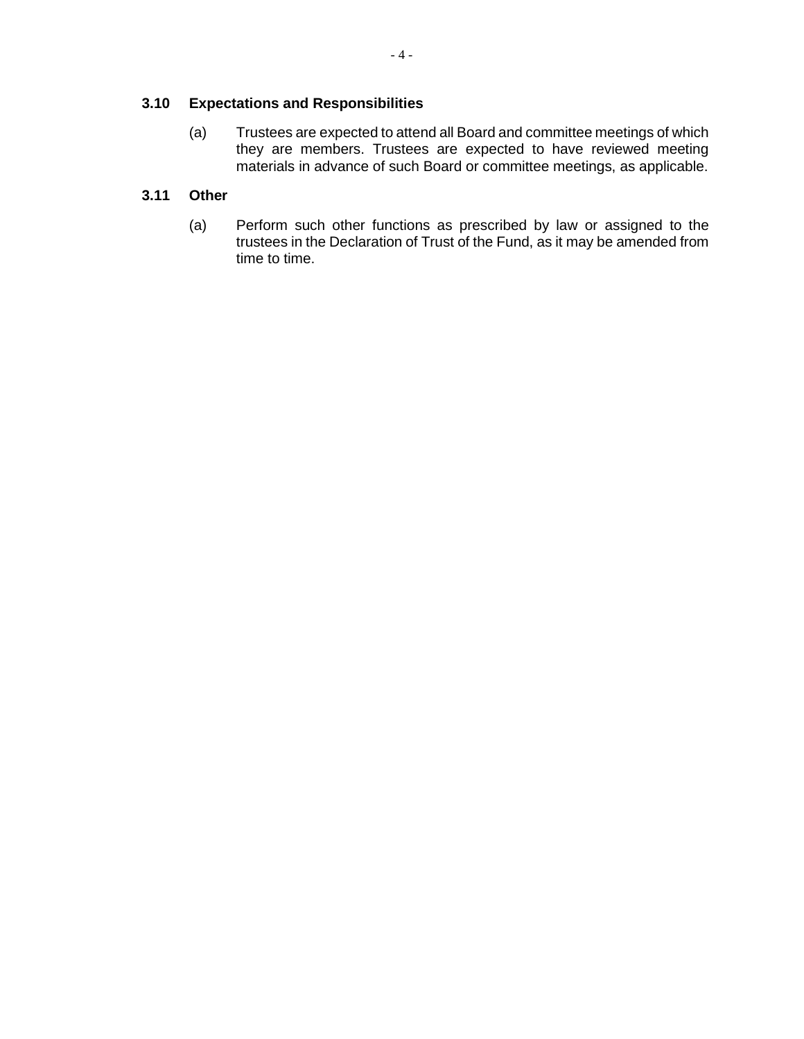### 3.10 Expectations and Responsibilities

(a) Trustees are expected to attend all Board and committee meetings of which they are members. Trustees are expected to have reviewed meeting materials in advance of such Board or committee meetings, as applicable.

### 3.11 Other

(a) Perform such other functions as prescribed by law or assigned to the trustees in the Declaration of Trust of the Fund, as it may be amended from time to time.